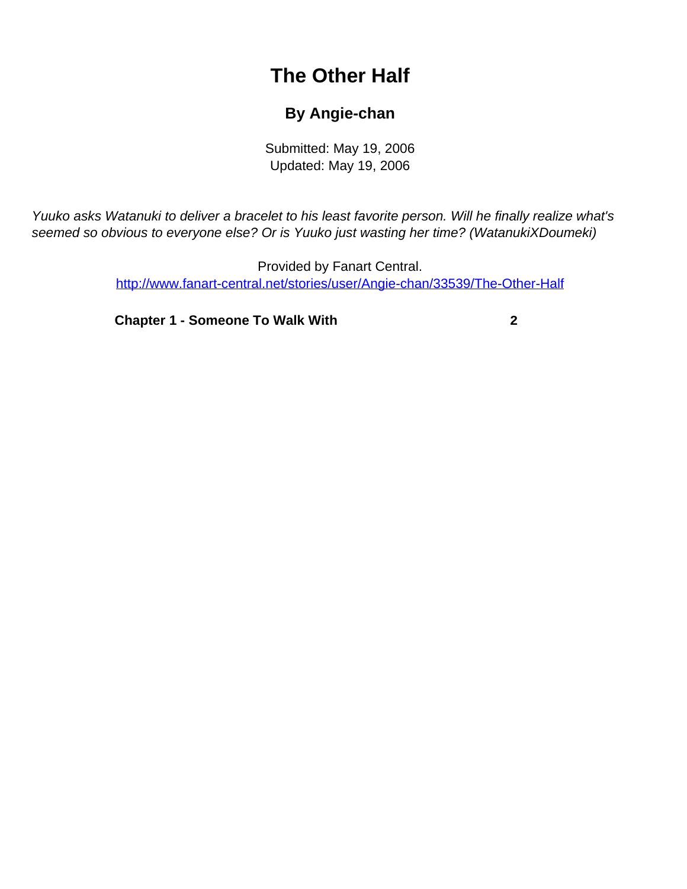# The Other Half

### By Angie-chan

Submitted: May 19, 2006
Updated: May 19, 2006

*Yuuko asks Watanuki to deliver a bracelet to his least favorite person. Will he finally realize what's seemed so obvious to everyone else? Or is Yuuko just wasting her time? (WatanukiXDoumeki)*

Provided by Fanart Central.
http://www.fanart-central.net/stories/user/Angie-chan/33539/The-Other-Half

**Chapter 1 - Someone To Walk With** **2**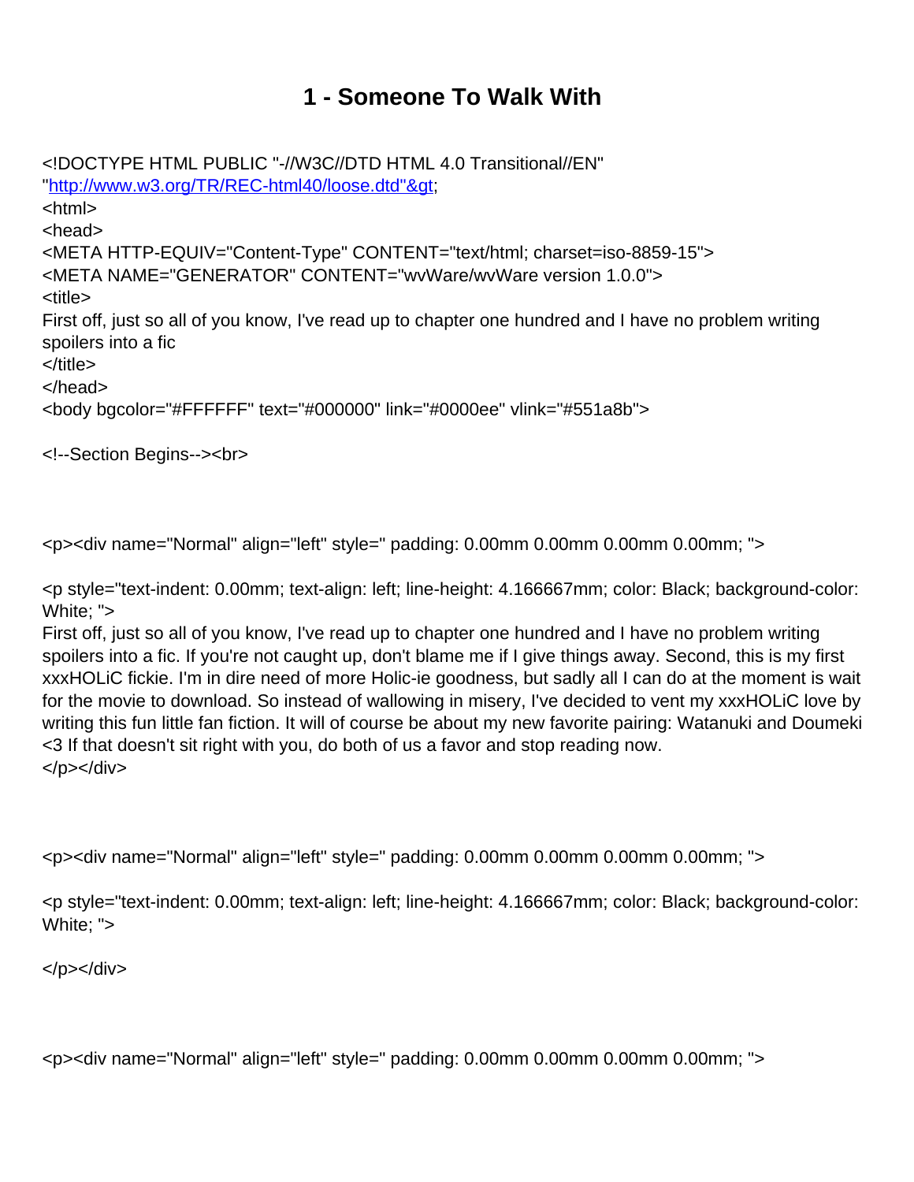# 1 - Someone To Walk With

<!DOCTYPE HTML PUBLIC "-//W3C//DTD HTML 4.0 Transitional//EN"
"http://www.w3.org/TR/REC-html40/loose.dtd"&gt;
<html>
<head>
<META HTTP-EQUIV="Content-Type" CONTENT="text/html; charset=iso-8859-15">
<META NAME="GENERATOR" CONTENT="wvWare/wvWare version 1.0.0">
<title>
First off, just so all of you know, I've read up to chapter one hundred and I have no problem writing spoilers into a fic
</title>
</head>
<body bgcolor="#FFFFFF" text="#000000" link="#0000ee" vlink="#551a8b">

<!--Section Begins--><br>

<p><div name="Normal" align="left" style=" padding: 0.00mm 0.00mm 0.00mm 0.00mm; ">

<p style="text-indent: 0.00mm; text-align: left; line-height: 4.166667mm; color: Black; background-color: White; ">
First off, just so all of you know, I've read up to chapter one hundred and I have no problem writing spoilers into a fic. If you're not caught up, don't blame me if I give things away. Second, this is my first xxxHOLiC fickie. I'm in dire need of more Holic-ie goodness, but sadly all I can do at the moment is wait for the movie to download. So instead of wallowing in misery, I've decided to vent my xxxHOLiC love by writing this fun little fan fiction. It will of course be about my new favorite pairing: Watanuki and Doumeki <3 If that doesn't sit right with you, do both of us a favor and stop reading now.
</p></div>

<p><div name="Normal" align="left" style=" padding: 0.00mm 0.00mm 0.00mm 0.00mm; ">

<p style="text-indent: 0.00mm; text-align: left; line-height: 4.166667mm; color: Black; background-color: White; ">

</p></div>

<p><div name="Normal" align="left" style=" padding: 0.00mm 0.00mm 0.00mm 0.00mm; ">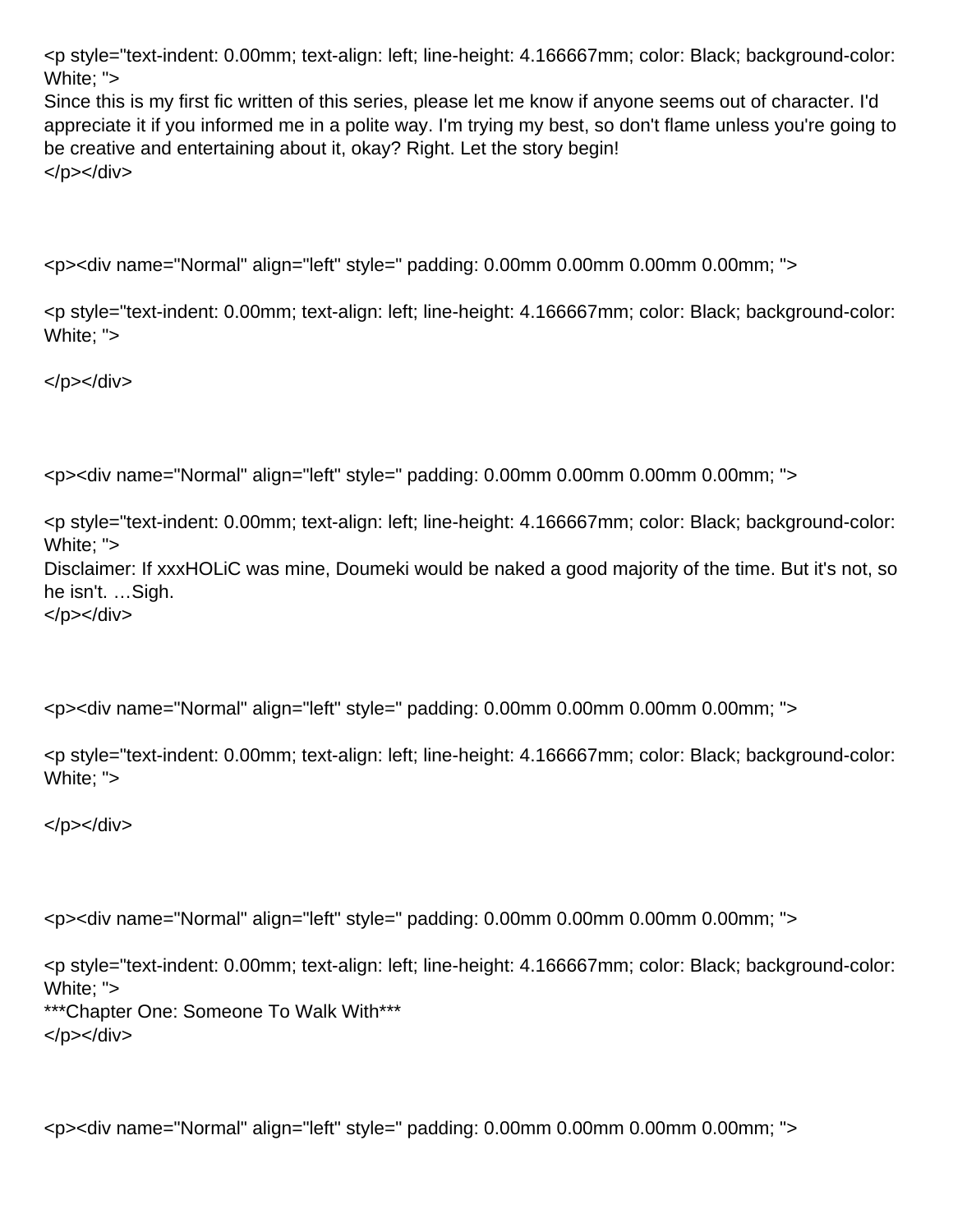<p style="text-indent: 0.00mm; text-align: left; line-height: 4.166667mm; color: Black; background-color: White; ">
Since this is my first fic written of this series, please let me know if anyone seems out of character. I'd appreciate it if you informed me in a polite way. I'm trying my best, so don't flame unless you're going to be creative and entertaining about it, okay? Right. Let the story begin!
</p></div>

<p><div name="Normal" align="left" style=" padding: 0.00mm 0.00mm 0.00mm 0.00mm; ">

<p style="text-indent: 0.00mm; text-align: left; line-height: 4.166667mm; color: Black; background-color: White; ">

</p></div>

<p><div name="Normal" align="left" style=" padding: 0.00mm 0.00mm 0.00mm 0.00mm; ">

<p style="text-indent: 0.00mm; text-align: left; line-height: 4.166667mm; color: Black; background-color: White; ">
Disclaimer: If xxxHOLiC was mine, Doumeki would be naked a good majority of the time. But it's not, so he isn't. …Sigh.
</p></div>

<p><div name="Normal" align="left" style=" padding: 0.00mm 0.00mm 0.00mm 0.00mm; ">

<p style="text-indent: 0.00mm; text-align: left; line-height: 4.166667mm; color: Black; background-color: White; ">

</p></div>

<p><div name="Normal" align="left" style=" padding: 0.00mm 0.00mm 0.00mm 0.00mm; ">

<p style="text-indent: 0.00mm; text-align: left; line-height: 4.166667mm; color: Black; background-color: White; ">
***Chapter One: Someone To Walk With***
</p></div>

<p><div name="Normal" align="left" style=" padding: 0.00mm 0.00mm 0.00mm 0.00mm; ">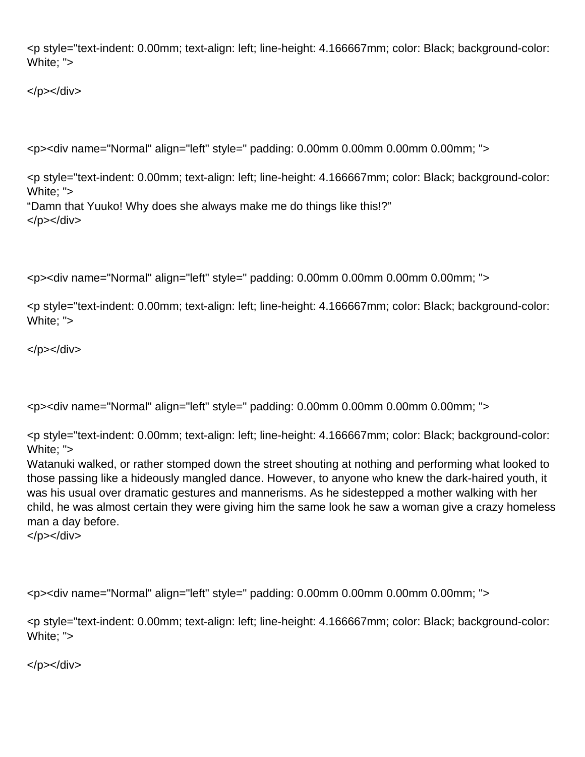<p style="text-indent: 0.00mm; text-align: left; line-height: 4.166667mm; color: Black; background-color: White; ">

</p></div>

<p><div name="Normal" align="left" style=" padding: 0.00mm 0.00mm 0.00mm 0.00mm; ">

<p style="text-indent: 0.00mm; text-align: left; line-height: 4.166667mm; color: Black; background-color: White; ">
“Damn that Yuuko! Why does she always make me do things like this!?”
</p></div>

<p><div name="Normal" align="left" style=" padding: 0.00mm 0.00mm 0.00mm 0.00mm; ">

<p style="text-indent: 0.00mm; text-align: left; line-height: 4.166667mm; color: Black; background-color: White; ">

</p></div>

<p><div name="Normal" align="left" style=" padding: 0.00mm 0.00mm 0.00mm 0.00mm; ">

<p style="text-indent: 0.00mm; text-align: left; line-height: 4.166667mm; color: Black; background-color: White; ">
Watanuki walked, or rather stomped down the street shouting at nothing and performing what looked to those passing like a hideously mangled dance. However, to anyone who knew the dark-haired youth, it was his usual over dramatic gestures and mannerisms. As he sidestepped a mother walking with her child, he was almost certain they were giving him the same look he saw a woman give a crazy homeless man a day before.
</p></div>

<p><div name="Normal" align="left" style=" padding: 0.00mm 0.00mm 0.00mm 0.00mm; ">

<p style="text-indent: 0.00mm; text-align: left; line-height: 4.166667mm; color: Black; background-color: White; ">

</p></div>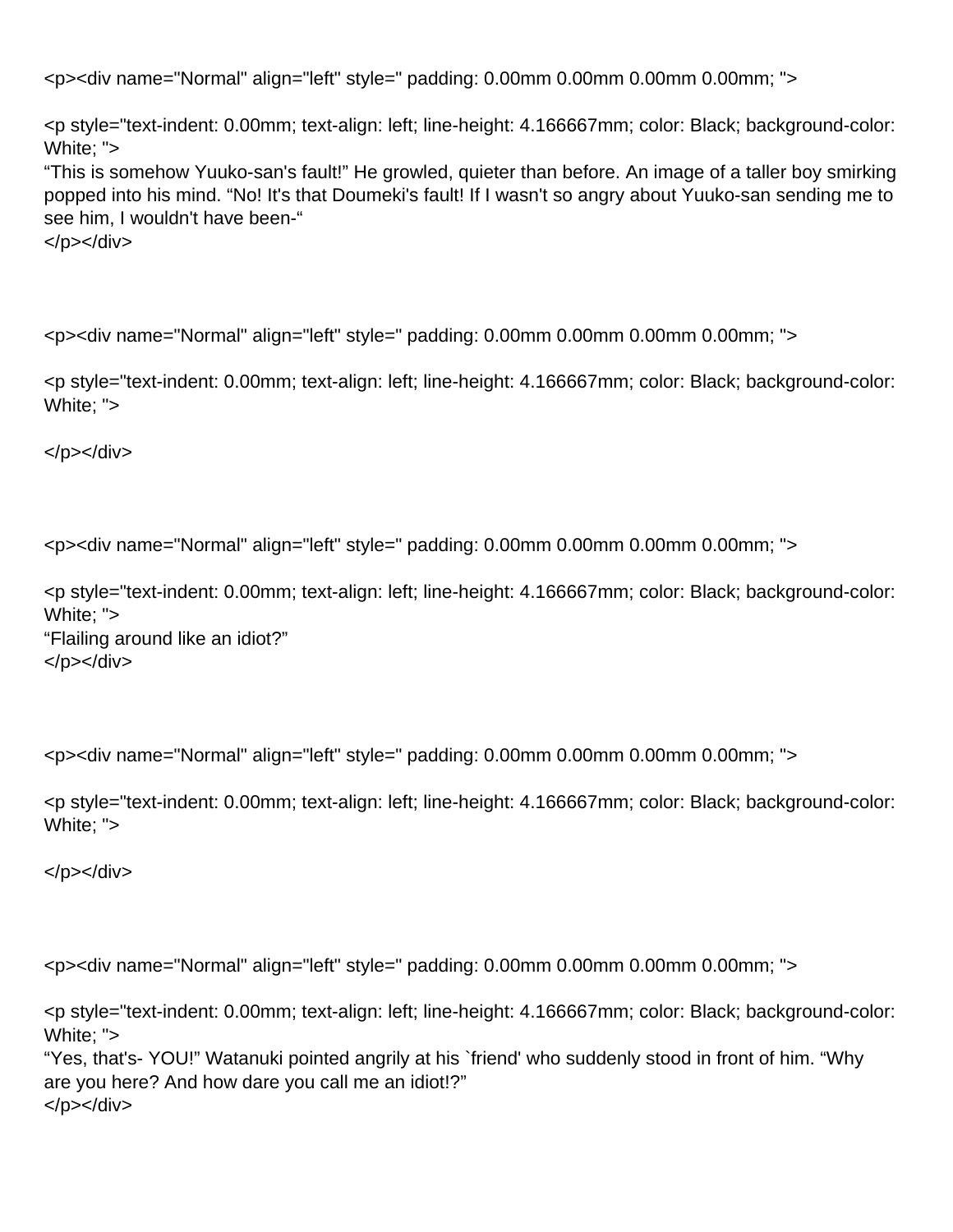<p><div name="Normal" align="left" style=" padding: 0.00mm 0.00mm 0.00mm 0.00mm; ">

<p style="text-indent: 0.00mm; text-align: left; line-height: 4.166667mm; color: Black; background-color: White; ">
“This is somehow Yuuko-san's fault!” He growled, quieter than before. An image of a taller boy smirking popped into his mind. “No! It's that Doumeki's fault! If I wasn't so angry about Yuuko-san sending me to see him, I wouldn't have been-“
</p></div>

<p><div name="Normal" align="left" style=" padding: 0.00mm 0.00mm 0.00mm 0.00mm; ">

<p style="text-indent: 0.00mm; text-align: left; line-height: 4.166667mm; color: Black; background-color: White; ">

</p></div>

<p><div name="Normal" align="left" style=" padding: 0.00mm 0.00mm 0.00mm 0.00mm; ">

<p style="text-indent: 0.00mm; text-align: left; line-height: 4.166667mm; color: Black; background-color: White; ">
“Flailing around like an idiot?”
</p></div>

<p><div name="Normal" align="left" style=" padding: 0.00mm 0.00mm 0.00mm 0.00mm; ">

<p style="text-indent: 0.00mm; text-align: left; line-height: 4.166667mm; color: Black; background-color: White; ">

</p></div>

<p><div name="Normal" align="left" style=" padding: 0.00mm 0.00mm 0.00mm 0.00mm; ">

<p style="text-indent: 0.00mm; text-align: left; line-height: 4.166667mm; color: Black; background-color: White; ">
“Yes, that's- YOU!” Watanuki pointed angrily at his `friend' who suddenly stood in front of him. “Why are you here? And how dare you call me an idiot!?”
</p></div>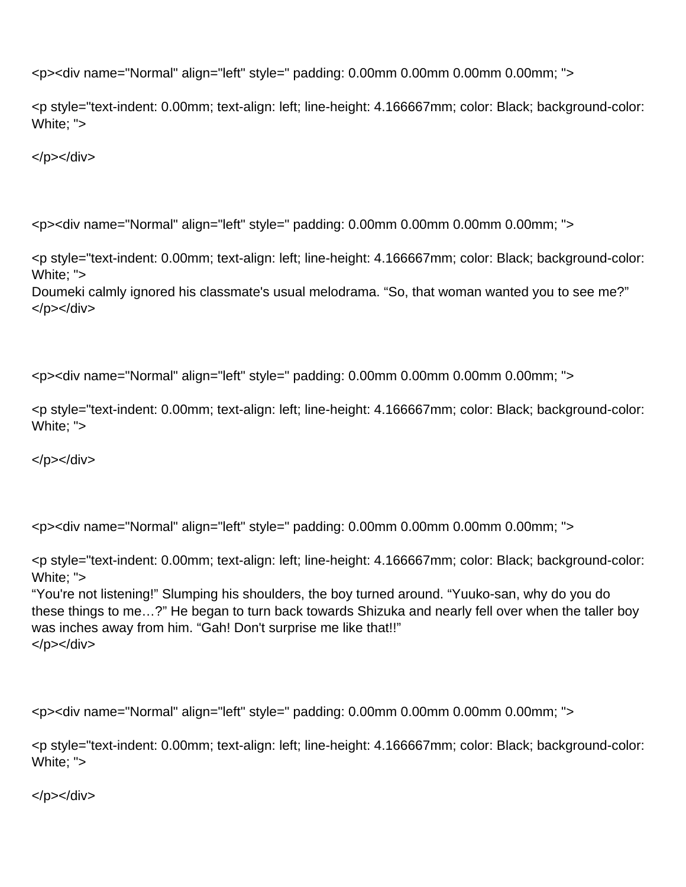<p><div name="Normal" align="left" style=" padding: 0.00mm 0.00mm 0.00mm 0.00mm; ">

<p style="text-indent: 0.00mm; text-align: left; line-height: 4.166667mm; color: Black; background-color: White; ">

</p></div>

<p><div name="Normal" align="left" style=" padding: 0.00mm 0.00mm 0.00mm 0.00mm; ">

<p style="text-indent: 0.00mm; text-align: left; line-height: 4.166667mm; color: Black; background-color: White; ">
Doumeki calmly ignored his classmate's usual melodrama. “So, that woman wanted you to see me?”
</p></div>

<p><div name="Normal" align="left" style=" padding: 0.00mm 0.00mm 0.00mm 0.00mm; ">

<p style="text-indent: 0.00mm; text-align: left; line-height: 4.166667mm; color: Black; background-color: White; ">

</p></div>

<p><div name="Normal" align="left" style=" padding: 0.00mm 0.00mm 0.00mm 0.00mm; ">

<p style="text-indent: 0.00mm; text-align: left; line-height: 4.166667mm; color: Black; background-color: White; ">
“You're not listening!” Slumping his shoulders, the boy turned around. “Yuuko-san, why do you do these things to me…?” He began to turn back towards Shizuka and nearly fell over when the taller boy was inches away from him. “Gah! Don't surprise me like that!!”
</p></div>

<p><div name="Normal" align="left" style=" padding: 0.00mm 0.00mm 0.00mm 0.00mm; ">

<p style="text-indent: 0.00mm; text-align: left; line-height: 4.166667mm; color: Black; background-color: White; ">

</p></div>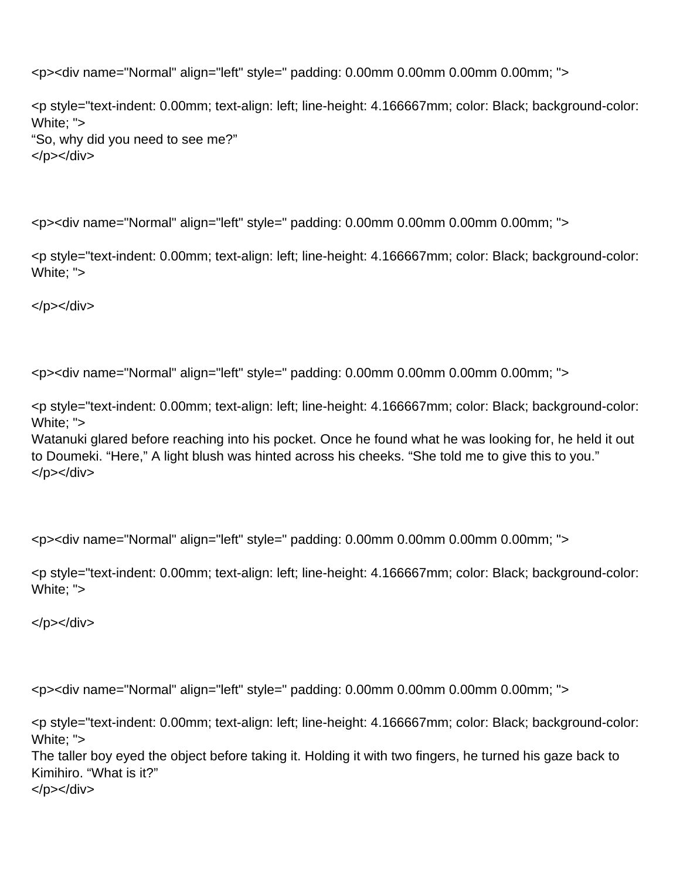<p><div name="Normal" align="left" style=" padding: 0.00mm 0.00mm 0.00mm 0.00mm; ">

<p style="text-indent: 0.00mm; text-align: left; line-height: 4.166667mm; color: Black; background-color: White; ">
“So, why did you need to see me?”
</p></div>

<p><div name="Normal" align="left" style=" padding: 0.00mm 0.00mm 0.00mm 0.00mm; ">

<p style="text-indent: 0.00mm; text-align: left; line-height: 4.166667mm; color: Black; background-color: White; ">

</p></div>

<p><div name="Normal" align="left" style=" padding: 0.00mm 0.00mm 0.00mm 0.00mm; ">

<p style="text-indent: 0.00mm; text-align: left; line-height: 4.166667mm; color: Black; background-color: White; ">
Watanuki glared before reaching into his pocket. Once he found what he was looking for, he held it out to Doumeki. “Here,” A light blush was hinted across his cheeks. “She told me to give this to you.”
</p></div>

<p><div name="Normal" align="left" style=" padding: 0.00mm 0.00mm 0.00mm 0.00mm; ">

<p style="text-indent: 0.00mm; text-align: left; line-height: 4.166667mm; color: Black; background-color: White; ">

</p></div>

<p><div name="Normal" align="left" style=" padding: 0.00mm 0.00mm 0.00mm 0.00mm; ">

<p style="text-indent: 0.00mm; text-align: left; line-height: 4.166667mm; color: Black; background-color: White; ">
The taller boy eyed the object before taking it. Holding it with two fingers, he turned his gaze back to Kimihiro. “What is it?”
</p></div>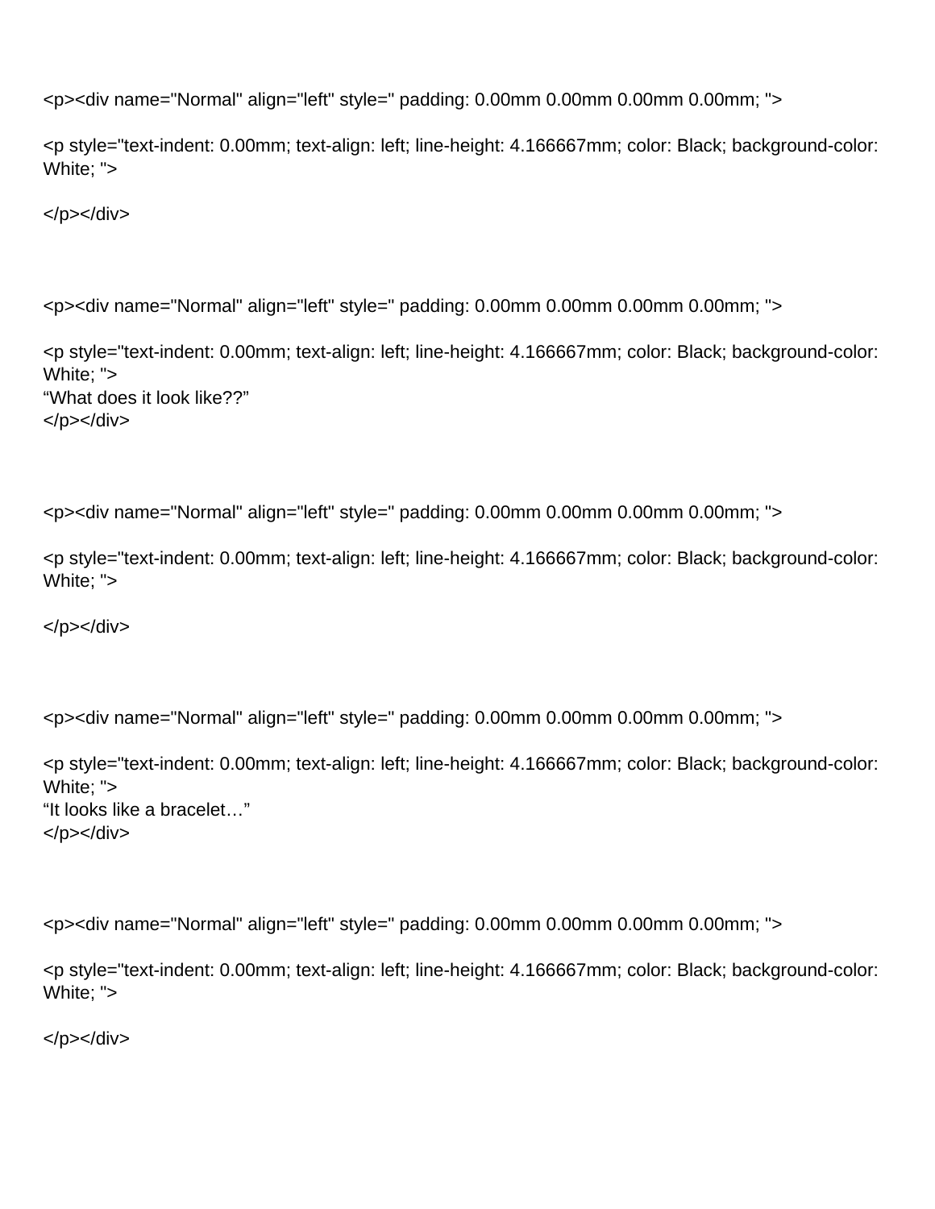<p><div name="Normal" align="left" style=" padding: 0.00mm 0.00mm 0.00mm 0.00mm; ">

<p style="text-indent: 0.00mm; text-align: left; line-height: 4.166667mm; color: Black; background-color: White; ">

</p></div>

<p><div name="Normal" align="left" style=" padding: 0.00mm 0.00mm 0.00mm 0.00mm; ">

<p style="text-indent: 0.00mm; text-align: left; line-height: 4.166667mm; color: Black; background-color: White; ">
“What does it look like??”
</p></div>

<p><div name="Normal" align="left" style=" padding: 0.00mm 0.00mm 0.00mm 0.00mm; ">

<p style="text-indent: 0.00mm; text-align: left; line-height: 4.166667mm; color: Black; background-color: White; ">

</p></div>

<p><div name="Normal" align="left" style=" padding: 0.00mm 0.00mm 0.00mm 0.00mm; ">

<p style="text-indent: 0.00mm; text-align: left; line-height: 4.166667mm; color: Black; background-color: White; ">
“It looks like a bracelet…”
</p></div>

<p><div name="Normal" align="left" style=" padding: 0.00mm 0.00mm 0.00mm 0.00mm; ">

<p style="text-indent: 0.00mm; text-align: left; line-height: 4.166667mm; color: Black; background-color: White; ">

</p></div>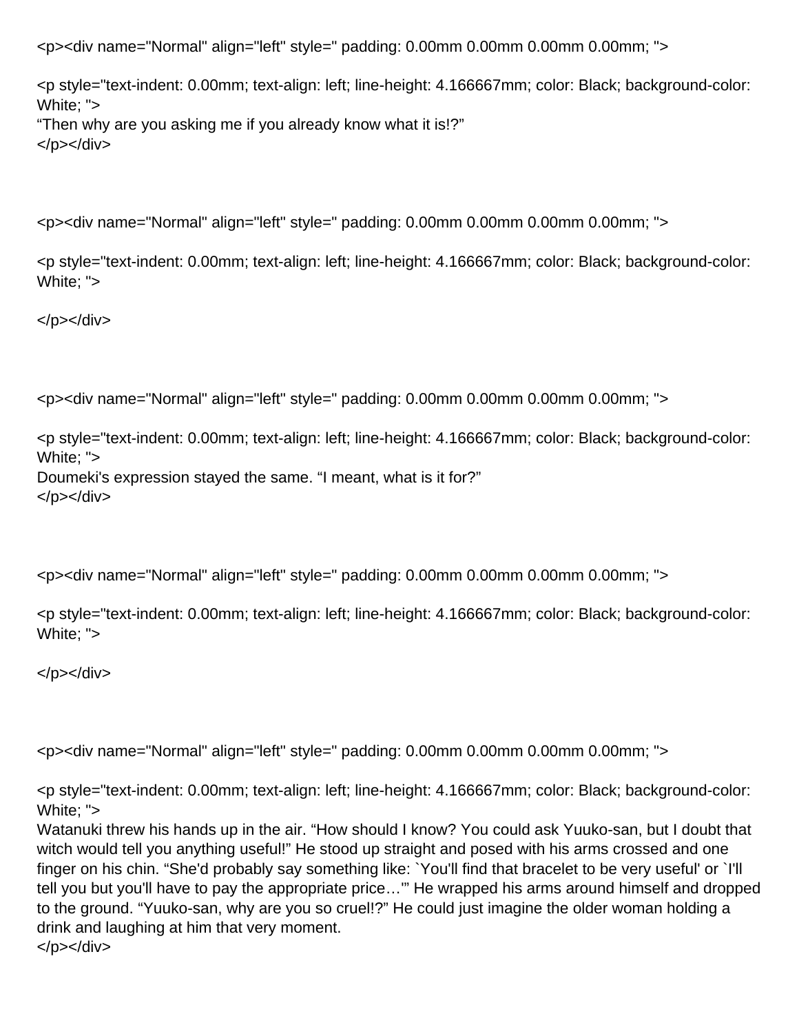<p><div name="Normal" align="left" style=" padding: 0.00mm 0.00mm 0.00mm 0.00mm; ">

<p style="text-indent: 0.00mm; text-align: left; line-height: 4.166667mm; color: Black; background-color: White; ">
“Then why are you asking me if you already know what it is!?”
</p></div>

<p><div name="Normal" align="left" style=" padding: 0.00mm 0.00mm 0.00mm 0.00mm; ">

<p style="text-indent: 0.00mm; text-align: left; line-height: 4.166667mm; color: Black; background-color: White; ">

</p></div>

<p><div name="Normal" align="left" style=" padding: 0.00mm 0.00mm 0.00mm 0.00mm; ">

<p style="text-indent: 0.00mm; text-align: left; line-height: 4.166667mm; color: Black; background-color: White; ">
Doumeki's expression stayed the same. “I meant, what is it for?”
</p></div>

<p><div name="Normal" align="left" style=" padding: 0.00mm 0.00mm 0.00mm 0.00mm; ">

<p style="text-indent: 0.00mm; text-align: left; line-height: 4.166667mm; color: Black; background-color: White; ">

</p></div>

<p><div name="Normal" align="left" style=" padding: 0.00mm 0.00mm 0.00mm 0.00mm; ">

<p style="text-indent: 0.00mm; text-align: left; line-height: 4.166667mm; color: Black; background-color: White; ">
Watanuki threw his hands up in the air. “How should I know? You could ask Yuuko-san, but I doubt that witch would tell you anything useful!” He stood up straight and posed with his arms crossed and one finger on his chin. “She'd probably say something like: `You'll find that bracelet to be very useful' or `I'll tell you but you'll have to pay the appropriate price…'” He wrapped his arms around himself and dropped to the ground. “Yuuko-san, why are you so cruel!?” He could just imagine the older woman holding a drink and laughing at him that very moment.
</p></div>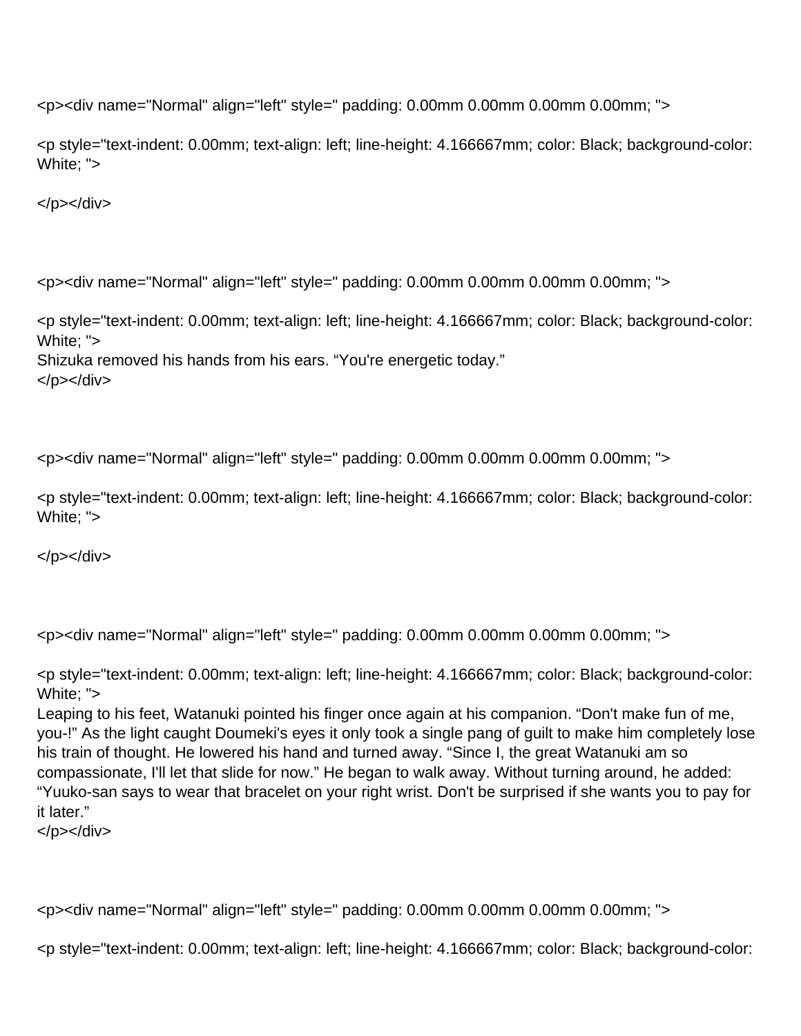<p><div name="Normal" align="left" style=" padding: 0.00mm 0.00mm 0.00mm 0.00mm; ">

<p style="text-indent: 0.00mm; text-align: left; line-height: 4.166667mm; color: Black; background-color: White; ">

</p></div>

<p><div name="Normal" align="left" style=" padding: 0.00mm 0.00mm 0.00mm 0.00mm; ">

<p style="text-indent: 0.00mm; text-align: left; line-height: 4.166667mm; color: Black; background-color: White; ">
Shizuka removed his hands from his ears. “You're energetic today.”
</p></div>

<p><div name="Normal" align="left" style=" padding: 0.00mm 0.00mm 0.00mm 0.00mm; ">

<p style="text-indent: 0.00mm; text-align: left; line-height: 4.166667mm; color: Black; background-color: White; ">

</p></div>

<p><div name="Normal" align="left" style=" padding: 0.00mm 0.00mm 0.00mm 0.00mm; ">

<p style="text-indent: 0.00mm; text-align: left; line-height: 4.166667mm; color: Black; background-color: White; ">
Leaping to his feet, Watanuki pointed his finger once again at his companion. “Don't make fun of me, you-!” As the light caught Doumeki's eyes it only took a single pang of guilt to make him completely lose his train of thought. He lowered his hand and turned away. “Since I, the great Watanuki am so compassionate, I'll let that slide for now.” He began to walk away. Without turning around, he added: “Yuuko-san says to wear that bracelet on your right wrist. Don't be surprised if she wants you to pay for it later.”
</p></div>

<p><div name="Normal" align="left" style=" padding: 0.00mm 0.00mm 0.00mm 0.00mm; ">

<p style="text-indent: 0.00mm; text-align: left; line-height: 4.166667mm; color: Black; background-color: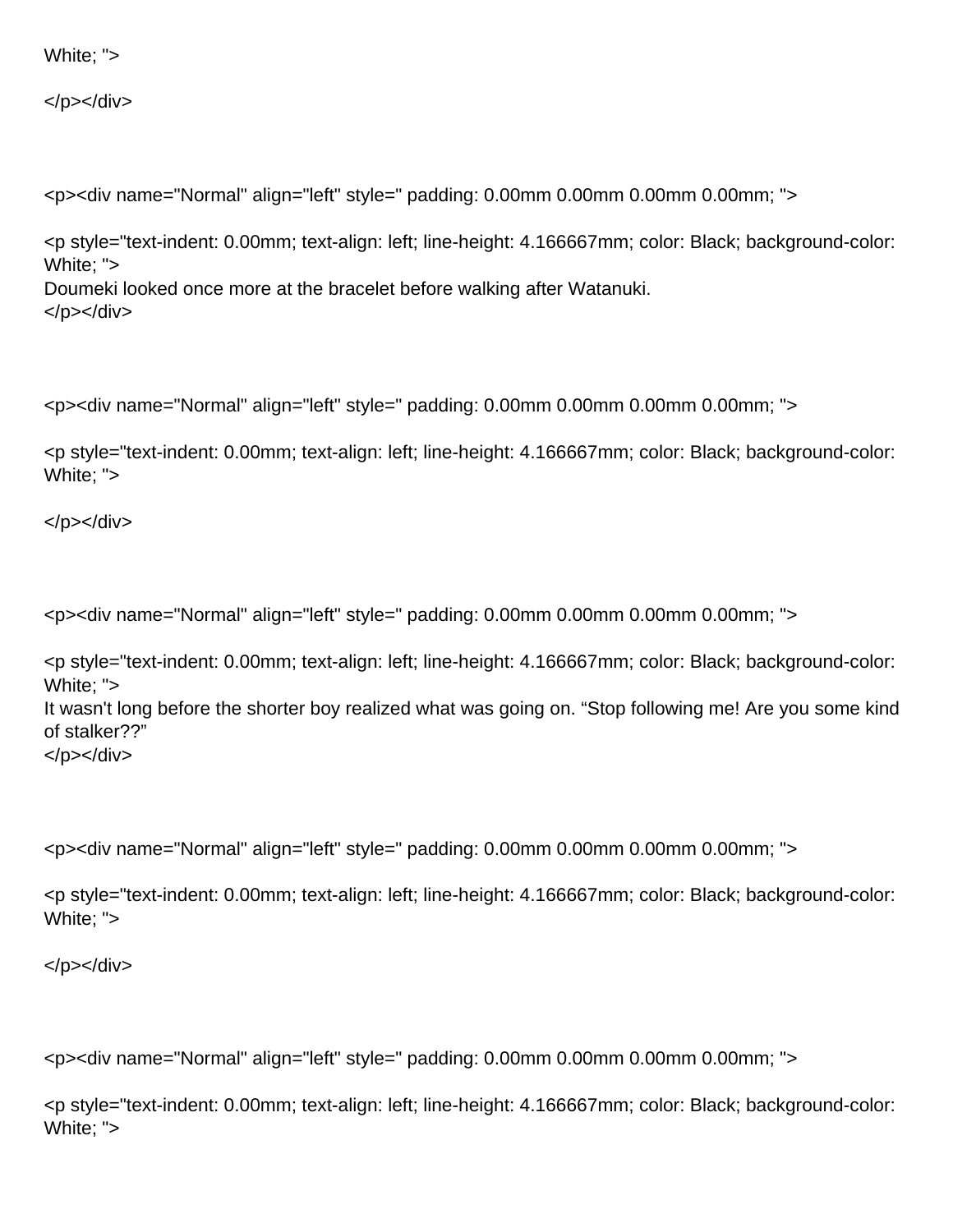White; ">

</p></div>

<p><div name="Normal" align="left" style=" padding: 0.00mm 0.00mm 0.00mm 0.00mm; ">

<p style="text-indent: 0.00mm; text-align: left; line-height: 4.166667mm; color: Black; background-color: White; ">
Doumeki looked once more at the bracelet before walking after Watanuki.
</p></div>

<p><div name="Normal" align="left" style=" padding: 0.00mm 0.00mm 0.00mm 0.00mm; ">

<p style="text-indent: 0.00mm; text-align: left; line-height: 4.166667mm; color: Black; background-color: White; ">

</p></div>

<p><div name="Normal" align="left" style=" padding: 0.00mm 0.00mm 0.00mm 0.00mm; ">

<p style="text-indent: 0.00mm; text-align: left; line-height: 4.166667mm; color: Black; background-color: White; ">
It wasn't long before the shorter boy realized what was going on. “Stop following me! Are you some kind of stalker??”
</p></div>

<p><div name="Normal" align="left" style=" padding: 0.00mm 0.00mm 0.00mm 0.00mm; ">

<p style="text-indent: 0.00mm; text-align: left; line-height: 4.166667mm; color: Black; background-color: White; ">

</p></div>

<p><div name="Normal" align="left" style=" padding: 0.00mm 0.00mm 0.00mm 0.00mm; ">

<p style="text-indent: 0.00mm; text-align: left; line-height: 4.166667mm; color: Black; background-color: White; ">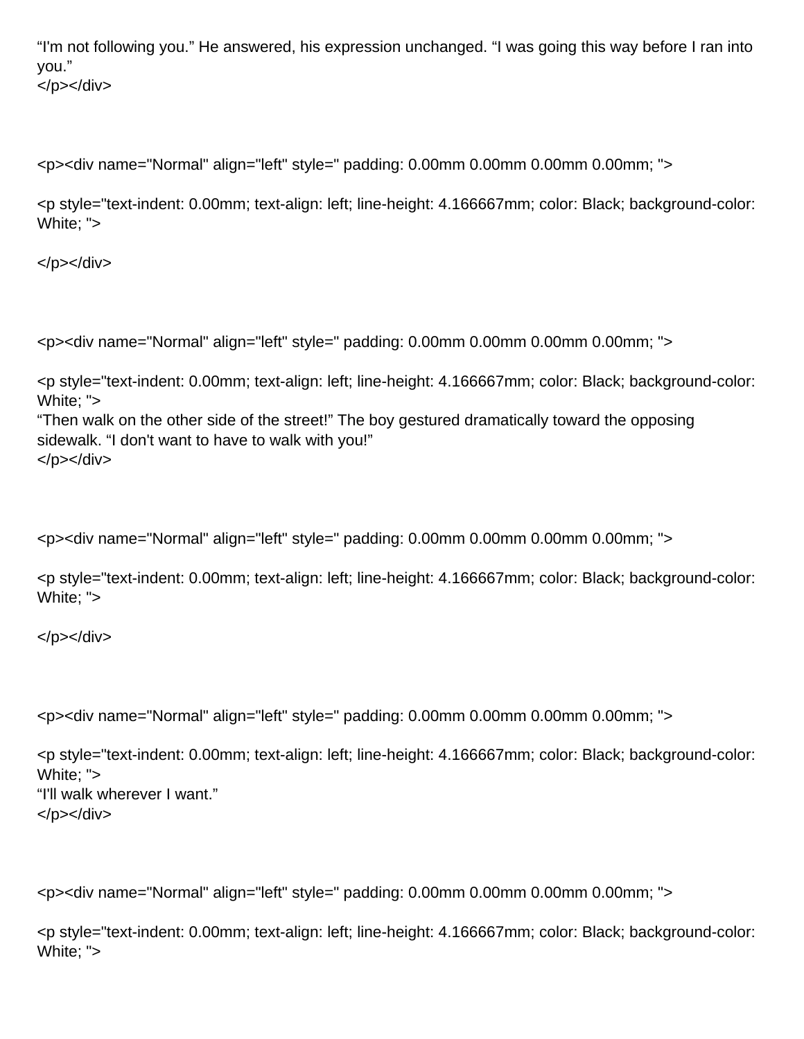“I'm not following you.” He answered, his expression unchanged. “I was going this way before I ran into you.”
</p></div>

<p><div name="Normal" align="left" style=" padding: 0.00mm 0.00mm 0.00mm 0.00mm; ">

<p style="text-indent: 0.00mm; text-align: left; line-height: 4.166667mm; color: Black; background-color: White; ">

</p></div>

<p><div name="Normal" align="left" style=" padding: 0.00mm 0.00mm 0.00mm 0.00mm; ">

<p style="text-indent: 0.00mm; text-align: left; line-height: 4.166667mm; color: Black; background-color: White; ">
“Then walk on the other side of the street!” The boy gestured dramatically toward the opposing sidewalk. “I don't want to have to walk with you!”
</p></div>

<p><div name="Normal" align="left" style=" padding: 0.00mm 0.00mm 0.00mm 0.00mm; ">

<p style="text-indent: 0.00mm; text-align: left; line-height: 4.166667mm; color: Black; background-color: White; ">

</p></div>

<p><div name="Normal" align="left" style=" padding: 0.00mm 0.00mm 0.00mm 0.00mm; ">

<p style="text-indent: 0.00mm; text-align: left; line-height: 4.166667mm; color: Black; background-color: White; ">
“I'll walk wherever I want.”
</p></div>

<p><div name="Normal" align="left" style=" padding: 0.00mm 0.00mm 0.00mm 0.00mm; ">

<p style="text-indent: 0.00mm; text-align: left; line-height: 4.166667mm; color: Black; background-color: White; ">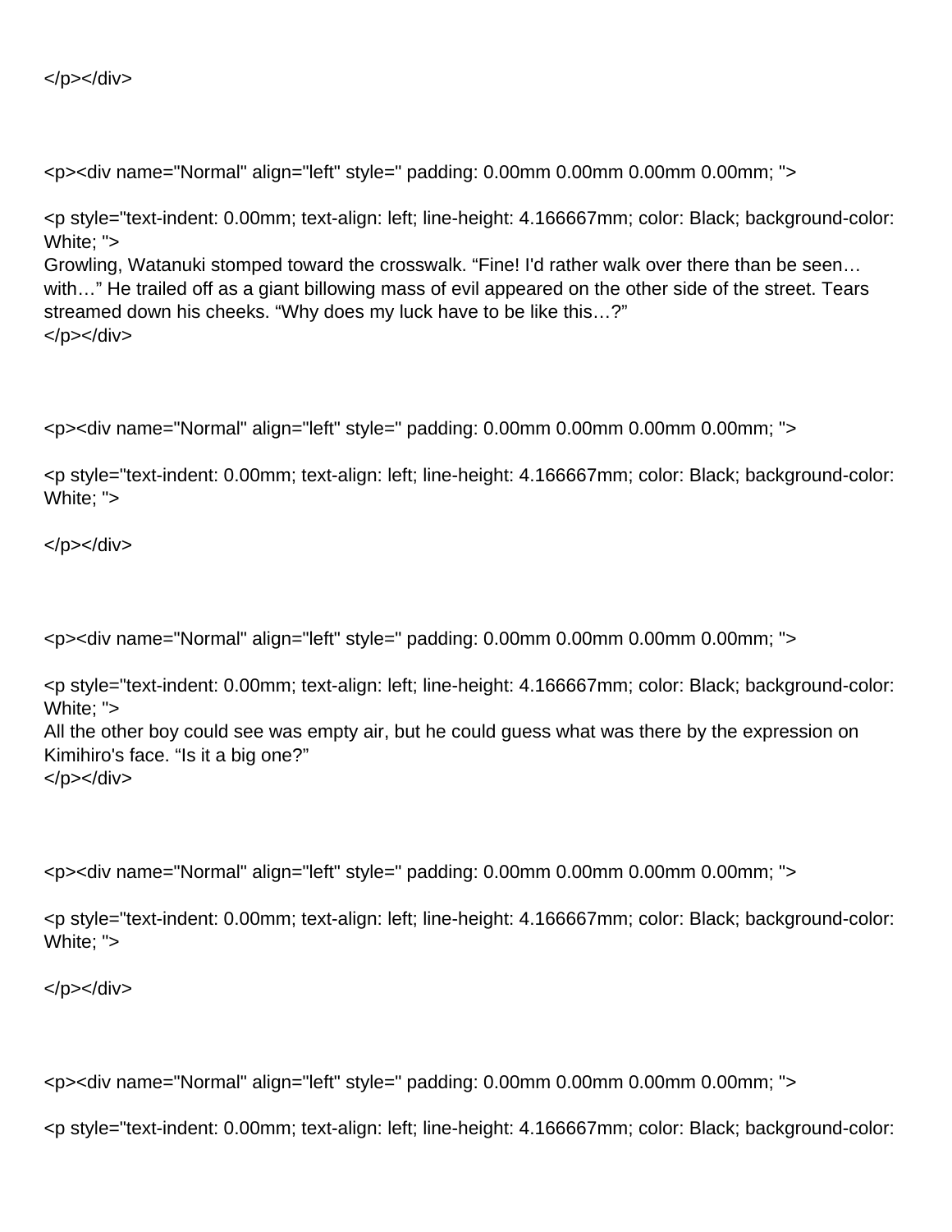</p></div>

<p><div name="Normal" align="left" style=" padding: 0.00mm 0.00mm 0.00mm 0.00mm; ">

<p style="text-indent: 0.00mm; text-align: left; line-height: 4.166667mm; color: Black; background-color: White; ">
Growling, Watanuki stomped toward the crosswalk. “Fine! I'd rather walk over there than be seen… with…” He trailed off as a giant billowing mass of evil appeared on the other side of the street. Tears streamed down his cheeks. “Why does my luck have to be like this…?”
</p></div>

<p><div name="Normal" align="left" style=" padding: 0.00mm 0.00mm 0.00mm 0.00mm; ">

<p style="text-indent: 0.00mm; text-align: left; line-height: 4.166667mm; color: Black; background-color: White; ">

</p></div>

<p><div name="Normal" align="left" style=" padding: 0.00mm 0.00mm 0.00mm 0.00mm; ">

<p style="text-indent: 0.00mm; text-align: left; line-height: 4.166667mm; color: Black; background-color: White; ">
All the other boy could see was empty air, but he could guess what was there by the expression on Kimihiro's face. “Is it a big one?”
</p></div>

<p><div name="Normal" align="left" style=" padding: 0.00mm 0.00mm 0.00mm 0.00mm; ">

<p style="text-indent: 0.00mm; text-align: left; line-height: 4.166667mm; color: Black; background-color: White; ">

</p></div>

<p><div name="Normal" align="left" style=" padding: 0.00mm 0.00mm 0.00mm 0.00mm; ">

<p style="text-indent: 0.00mm; text-align: left; line-height: 4.166667mm; color: Black; background-color: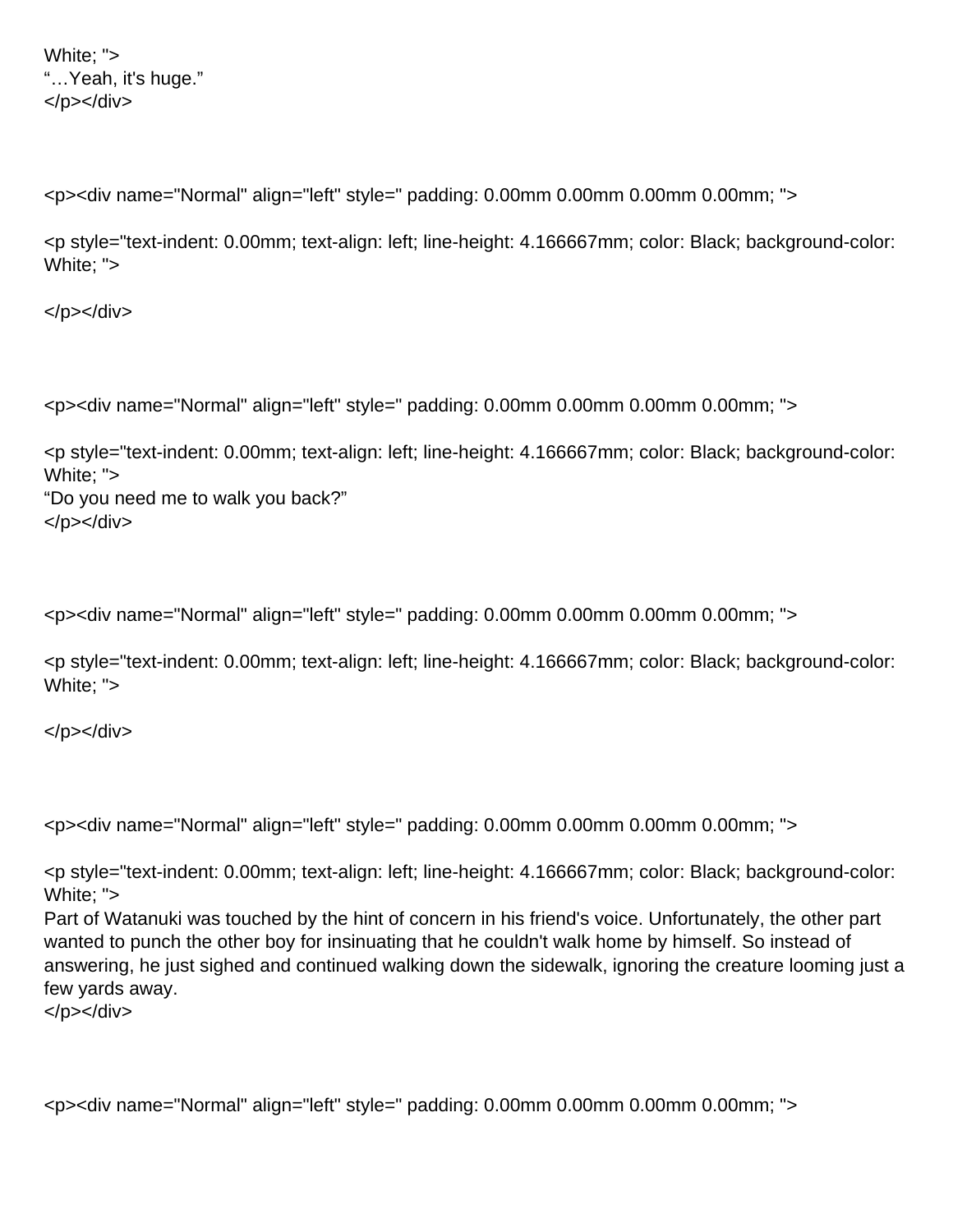White; ">
“…Yeah, it's huge.”
</p></div>

<p><div name="Normal" align="left" style=" padding: 0.00mm 0.00mm 0.00mm 0.00mm; ">

<p style="text-indent: 0.00mm; text-align: left; line-height: 4.166667mm; color: Black; background-color: White; ">

</p></div>

<p><div name="Normal" align="left" style=" padding: 0.00mm 0.00mm 0.00mm 0.00mm; ">

<p style="text-indent: 0.00mm; text-align: left; line-height: 4.166667mm; color: Black; background-color: White; ">
“Do you need me to walk you back?”
</p></div>

<p><div name="Normal" align="left" style=" padding: 0.00mm 0.00mm 0.00mm 0.00mm; ">

<p style="text-indent: 0.00mm; text-align: left; line-height: 4.166667mm; color: Black; background-color: White; ">

</p></div>

<p><div name="Normal" align="left" style=" padding: 0.00mm 0.00mm 0.00mm 0.00mm; ">

<p style="text-indent: 0.00mm; text-align: left; line-height: 4.166667mm; color: Black; background-color: White; ">
Part of Watanuki was touched by the hint of concern in his friend's voice. Unfortunately, the other part wanted to punch the other boy for insinuating that he couldn't walk home by himself. So instead of answering, he just sighed and continued walking down the sidewalk, ignoring the creature looming just a few yards away.
</p></div>

<p><div name="Normal" align="left" style=" padding: 0.00mm 0.00mm 0.00mm 0.00mm; ">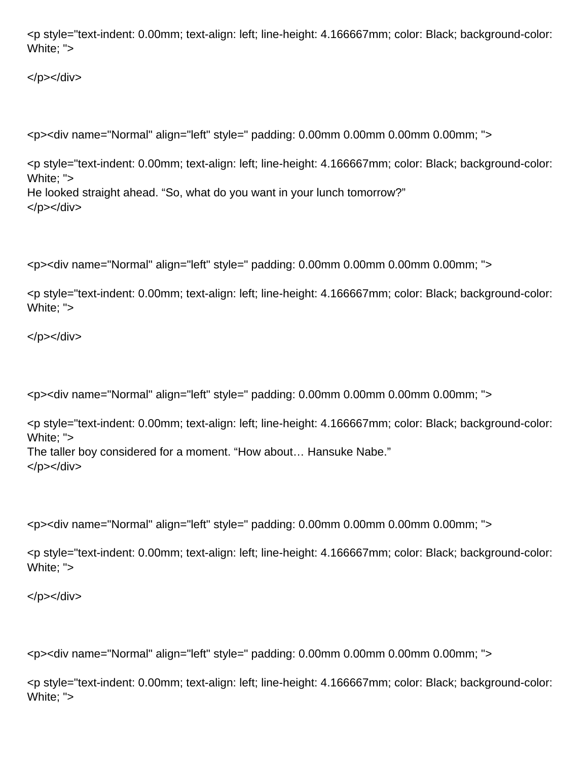<p style="text-indent: 0.00mm; text-align: left; line-height: 4.166667mm; color: Black; background-color: White; ">

</p></div>

<p><div name="Normal" align="left" style=" padding: 0.00mm 0.00mm 0.00mm 0.00mm; ">

<p style="text-indent: 0.00mm; text-align: left; line-height: 4.166667mm; color: Black; background-color: White; ">
He looked straight ahead. “So, what do you want in your lunch tomorrow?”
</p></div>

<p><div name="Normal" align="left" style=" padding: 0.00mm 0.00mm 0.00mm 0.00mm; ">

<p style="text-indent: 0.00mm; text-align: left; line-height: 4.166667mm; color: Black; background-color: White; ">

</p></div>

<p><div name="Normal" align="left" style=" padding: 0.00mm 0.00mm 0.00mm 0.00mm; ">

<p style="text-indent: 0.00mm; text-align: left; line-height: 4.166667mm; color: Black; background-color: White; ">
The taller boy considered for a moment. “How about… Hansuke Nabe.”
</p></div>

<p><div name="Normal" align="left" style=" padding: 0.00mm 0.00mm 0.00mm 0.00mm; ">

<p style="text-indent: 0.00mm; text-align: left; line-height: 4.166667mm; color: Black; background-color: White; ">

</p></div>

<p><div name="Normal" align="left" style=" padding: 0.00mm 0.00mm 0.00mm 0.00mm; ">

<p style="text-indent: 0.00mm; text-align: left; line-height: 4.166667mm; color: Black; background-color: White; ">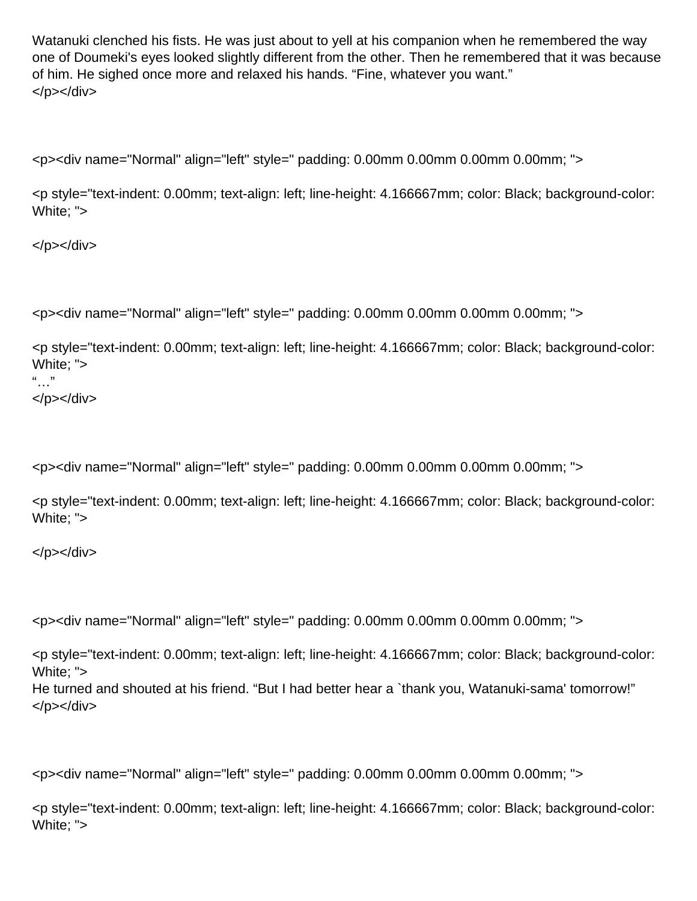Watanuki clenched his fists. He was just about to yell at his companion when he remembered the way one of Doumeki's eyes looked slightly different from the other. Then he remembered that it was because of him. He sighed once more and relaxed his hands. “Fine, whatever you want.”
</p></div>

<p><div name="Normal" align="left" style=" padding: 0.00mm 0.00mm 0.00mm 0.00mm; ">

<p style="text-indent: 0.00mm; text-align: left; line-height: 4.166667mm; color: Black; background-color: White; ">

</p></div>

<p><div name="Normal" align="left" style=" padding: 0.00mm 0.00mm 0.00mm 0.00mm; ">

<p style="text-indent: 0.00mm; text-align: left; line-height: 4.166667mm; color: Black; background-color: White; ">
“…”
</p></div>

<p><div name="Normal" align="left" style=" padding: 0.00mm 0.00mm 0.00mm 0.00mm; ">

<p style="text-indent: 0.00mm; text-align: left; line-height: 4.166667mm; color: Black; background-color: White; ">

</p></div>

<p><div name="Normal" align="left" style=" padding: 0.00mm 0.00mm 0.00mm 0.00mm; ">

<p style="text-indent: 0.00mm; text-align: left; line-height: 4.166667mm; color: Black; background-color: White; ">
He turned and shouted at his friend. “But I had better hear a `thank you, Watanuki-sama' tomorrow!”
</p></div>

<p><div name="Normal" align="left" style=" padding: 0.00mm 0.00mm 0.00mm 0.00mm; ">

<p style="text-indent: 0.00mm; text-align: left; line-height: 4.166667mm; color: Black; background-color: White; ">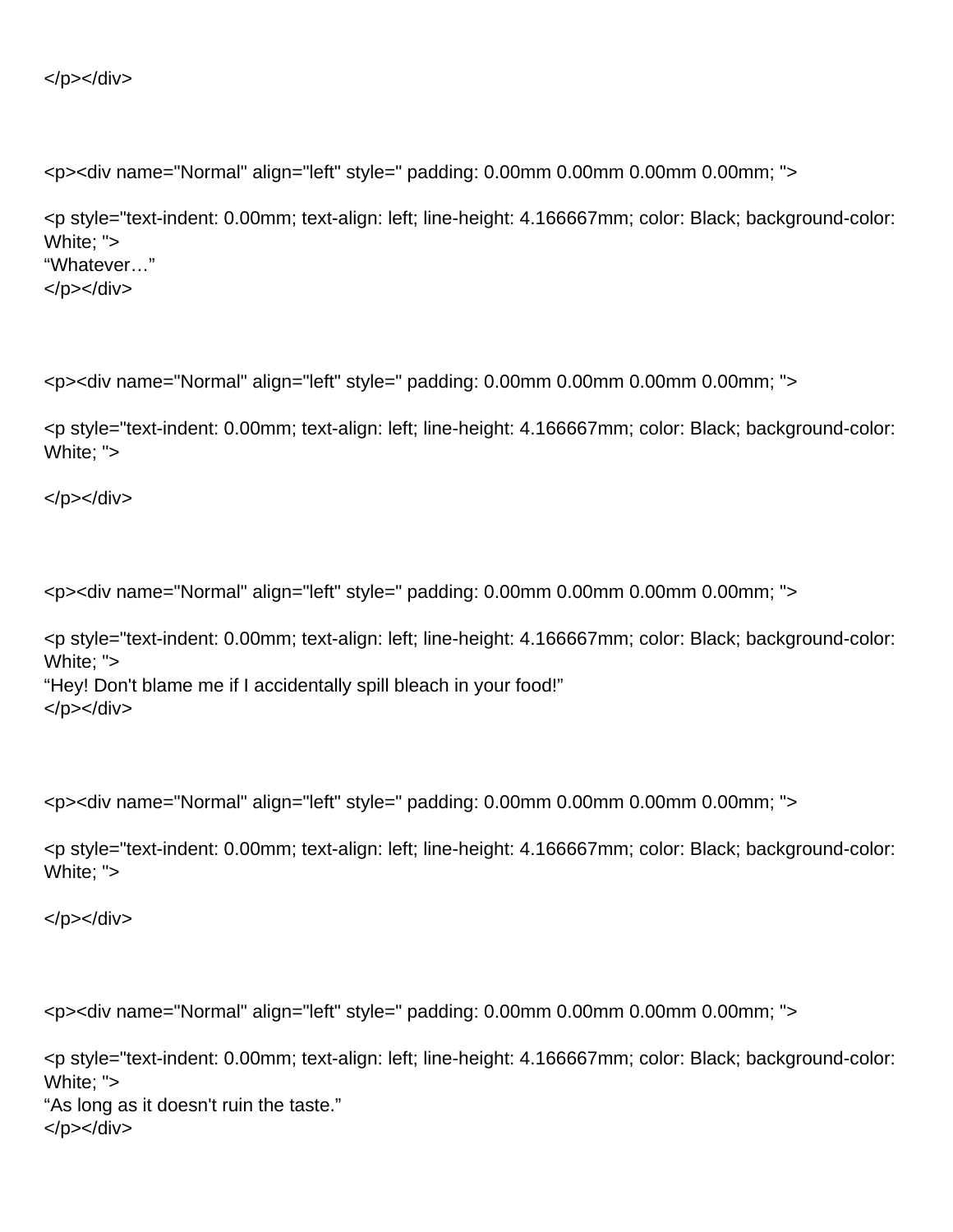</p></div>

<p><div name="Normal" align="left" style=" padding: 0.00mm 0.00mm 0.00mm 0.00mm; ">

<p style="text-indent: 0.00mm; text-align: left; line-height: 4.166667mm; color: Black; background-color: White; ">
“Whatever…”
</p></div>

<p><div name="Normal" align="left" style=" padding: 0.00mm 0.00mm 0.00mm 0.00mm; ">

<p style="text-indent: 0.00mm; text-align: left; line-height: 4.166667mm; color: Black; background-color: White; ">

</p></div>

<p><div name="Normal" align="left" style=" padding: 0.00mm 0.00mm 0.00mm 0.00mm; ">

<p style="text-indent: 0.00mm; text-align: left; line-height: 4.166667mm; color: Black; background-color: White; ">
“Hey! Don't blame me if I accidentally spill bleach in your food!”
</p></div>

<p><div name="Normal" align="left" style=" padding: 0.00mm 0.00mm 0.00mm 0.00mm; ">

<p style="text-indent: 0.00mm; text-align: left; line-height: 4.166667mm; color: Black; background-color: White; ">

</p></div>

<p><div name="Normal" align="left" style=" padding: 0.00mm 0.00mm 0.00mm 0.00mm; ">

<p style="text-indent: 0.00mm; text-align: left; line-height: 4.166667mm; color: Black; background-color: White; ">
“As long as it doesn't ruin the taste.”
</p></div>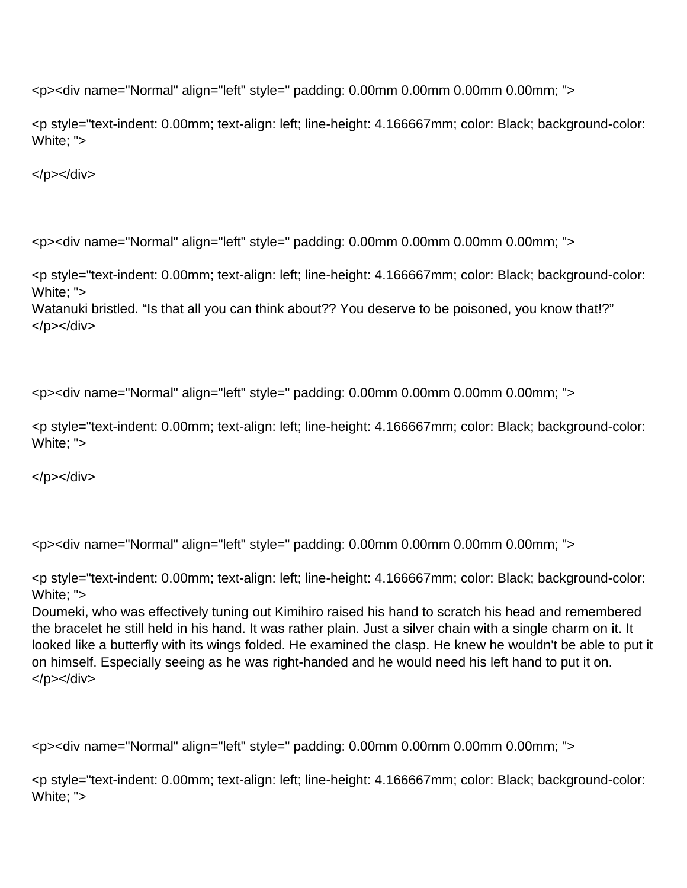<p><div name="Normal" align="left" style=" padding: 0.00mm 0.00mm 0.00mm 0.00mm; ">

<p style="text-indent: 0.00mm; text-align: left; line-height: 4.166667mm; color: Black; background-color: White; ">

</p></div>

<p><div name="Normal" align="left" style=" padding: 0.00mm 0.00mm 0.00mm 0.00mm; ">

<p style="text-indent: 0.00mm; text-align: left; line-height: 4.166667mm; color: Black; background-color: White; ">
Watanuki bristled. “Is that all you can think about?? You deserve to be poisoned, you know that!?”
</p></div>

<p><div name="Normal" align="left" style=" padding: 0.00mm 0.00mm 0.00mm 0.00mm; ">

<p style="text-indent: 0.00mm; text-align: left; line-height: 4.166667mm; color: Black; background-color: White; ">

</p></div>

<p><div name="Normal" align="left" style=" padding: 0.00mm 0.00mm 0.00mm 0.00mm; ">

<p style="text-indent: 0.00mm; text-align: left; line-height: 4.166667mm; color: Black; background-color: White; ">
Doumeki, who was effectively tuning out Kimihiro raised his hand to scratch his head and remembered the bracelet he still held in his hand. It was rather plain. Just a silver chain with a single charm on it. It looked like a butterfly with its wings folded. He examined the clasp. He knew he wouldn't be able to put it on himself. Especially seeing as he was right-handed and he would need his left hand to put it on.
</p></div>

<p><div name="Normal" align="left" style=" padding: 0.00mm 0.00mm 0.00mm 0.00mm; ">

<p style="text-indent: 0.00mm; text-align: left; line-height: 4.166667mm; color: Black; background-color: White; ">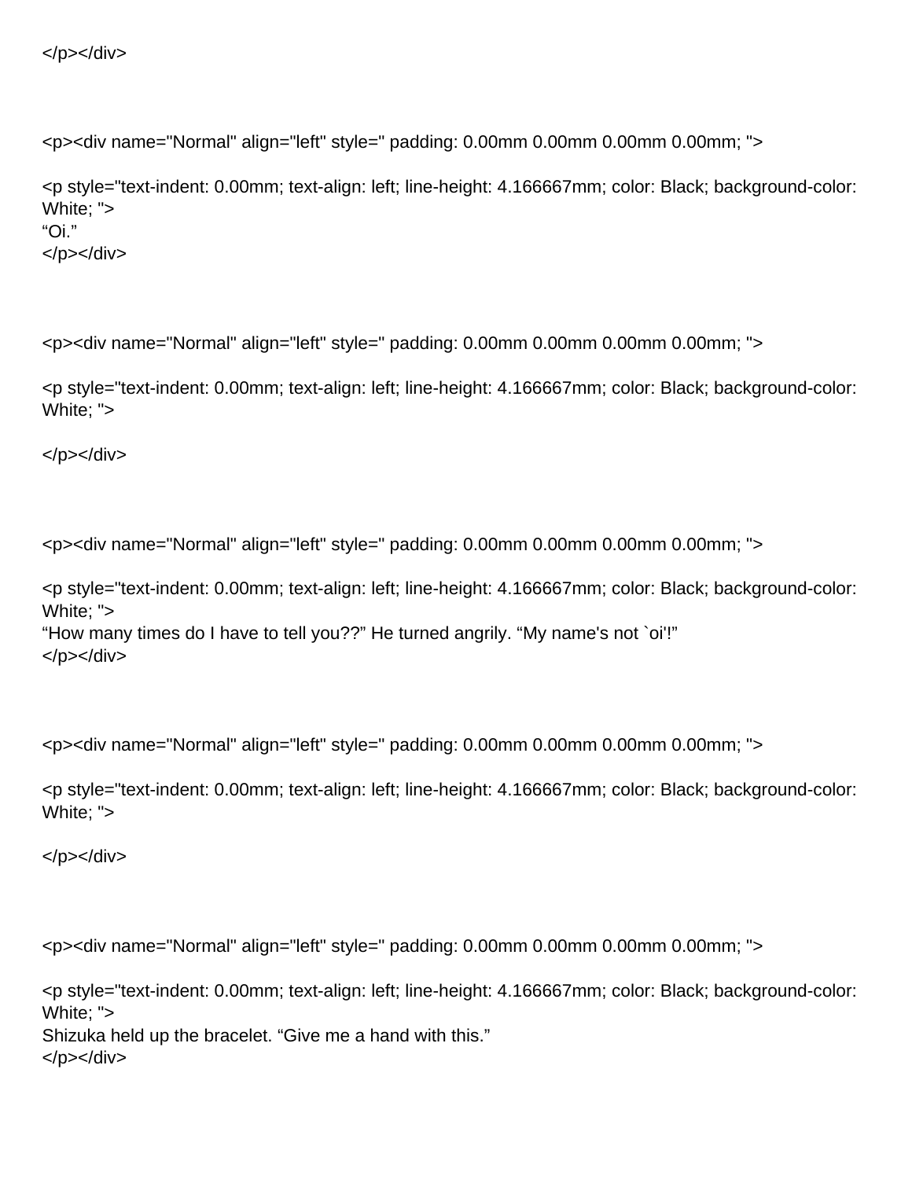</p></div>

<p><div name="Normal" align="left" style=" padding: 0.00mm 0.00mm 0.00mm 0.00mm; ">

<p style="text-indent: 0.00mm; text-align: left; line-height: 4.166667mm; color: Black; background-color: White; ">
“Oi.”
</p></div>

<p><div name="Normal" align="left" style=" padding: 0.00mm 0.00mm 0.00mm 0.00mm; ">

<p style="text-indent: 0.00mm; text-align: left; line-height: 4.166667mm; color: Black; background-color: White; ">

</p></div>

<p><div name="Normal" align="left" style=" padding: 0.00mm 0.00mm 0.00mm 0.00mm; ">

<p style="text-indent: 0.00mm; text-align: left; line-height: 4.166667mm; color: Black; background-color: White; ">
“How many times do I have to tell you??” He turned angrily. “My name's not `oi'!”
</p></div>

<p><div name="Normal" align="left" style=" padding: 0.00mm 0.00mm 0.00mm 0.00mm; ">

<p style="text-indent: 0.00mm; text-align: left; line-height: 4.166667mm; color: Black; background-color: White; ">

</p></div>

<p><div name="Normal" align="left" style=" padding: 0.00mm 0.00mm 0.00mm 0.00mm; ">

<p style="text-indent: 0.00mm; text-align: left; line-height: 4.166667mm; color: Black; background-color: White; ">
Shizuka held up the bracelet. “Give me a hand with this.”
</p></div>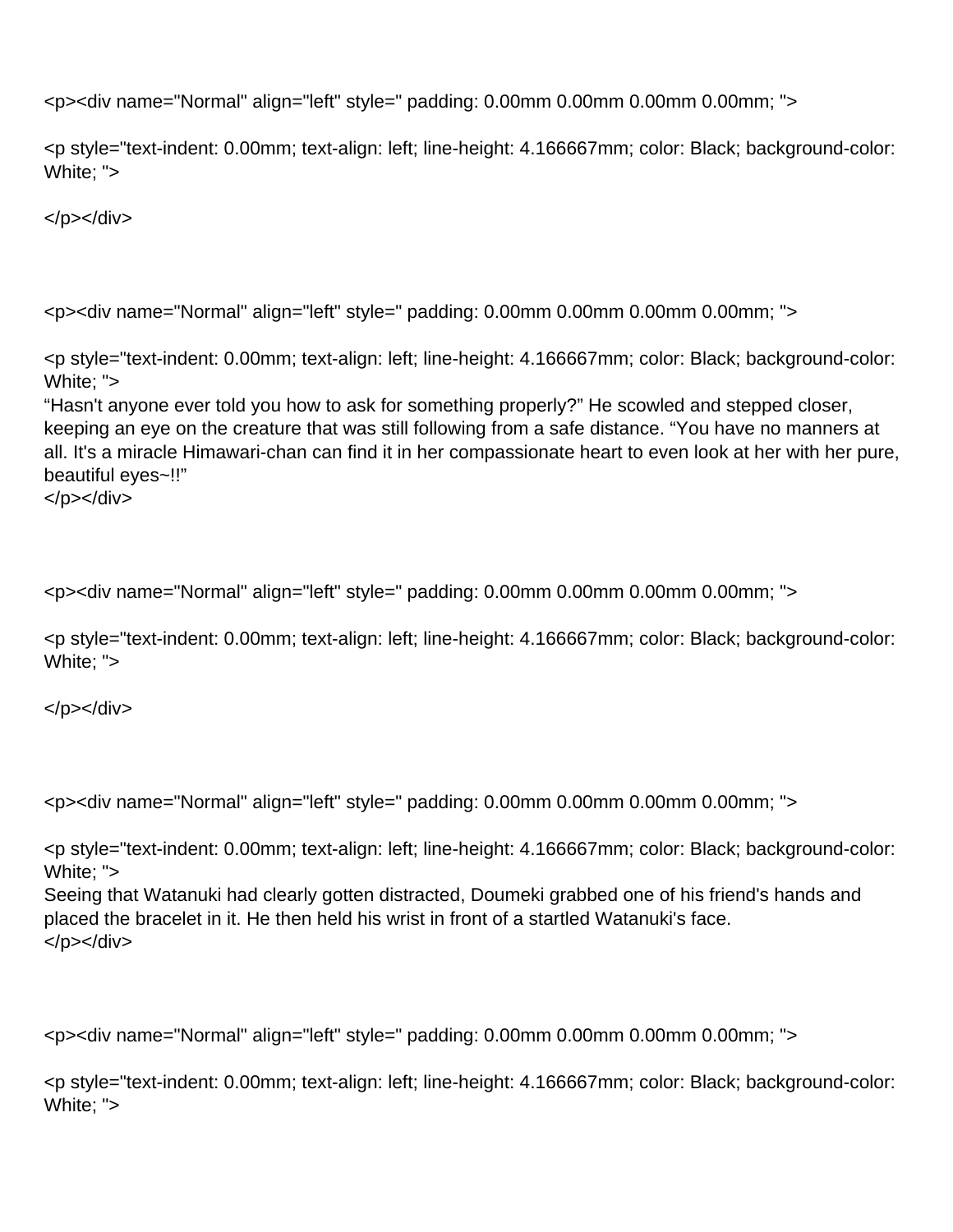<p><div name="Normal" align="left" style=" padding: 0.00mm 0.00mm 0.00mm 0.00mm; ">

<p style="text-indent: 0.00mm; text-align: left; line-height: 4.166667mm; color: Black; background-color: White; ">

</p></div>

<p><div name="Normal" align="left" style=" padding: 0.00mm 0.00mm 0.00mm 0.00mm; ">

<p style="text-indent: 0.00mm; text-align: left; line-height: 4.166667mm; color: Black; background-color: White; ">
“Hasn't anyone ever told you how to ask for something properly?” He scowled and stepped closer, keeping an eye on the creature that was still following from a safe distance. “You have no manners at all. It's a miracle Himawari-chan can find it in her compassionate heart to even look at her with her pure, beautiful eyes~!!”
</p></div>

<p><div name="Normal" align="left" style=" padding: 0.00mm 0.00mm 0.00mm 0.00mm; ">

<p style="text-indent: 0.00mm; text-align: left; line-height: 4.166667mm; color: Black; background-color: White; ">

</p></div>

<p><div name="Normal" align="left" style=" padding: 0.00mm 0.00mm 0.00mm 0.00mm; ">

<p style="text-indent: 0.00mm; text-align: left; line-height: 4.166667mm; color: Black; background-color: White; ">
Seeing that Watanuki had clearly gotten distracted, Doumeki grabbed one of his friend's hands and placed the bracelet in it. He then held his wrist in front of a startled Watanuki's face.
</p></div>

<p><div name="Normal" align="left" style=" padding: 0.00mm 0.00mm 0.00mm 0.00mm; ">

<p style="text-indent: 0.00mm; text-align: left; line-height: 4.166667mm; color: Black; background-color: White; ">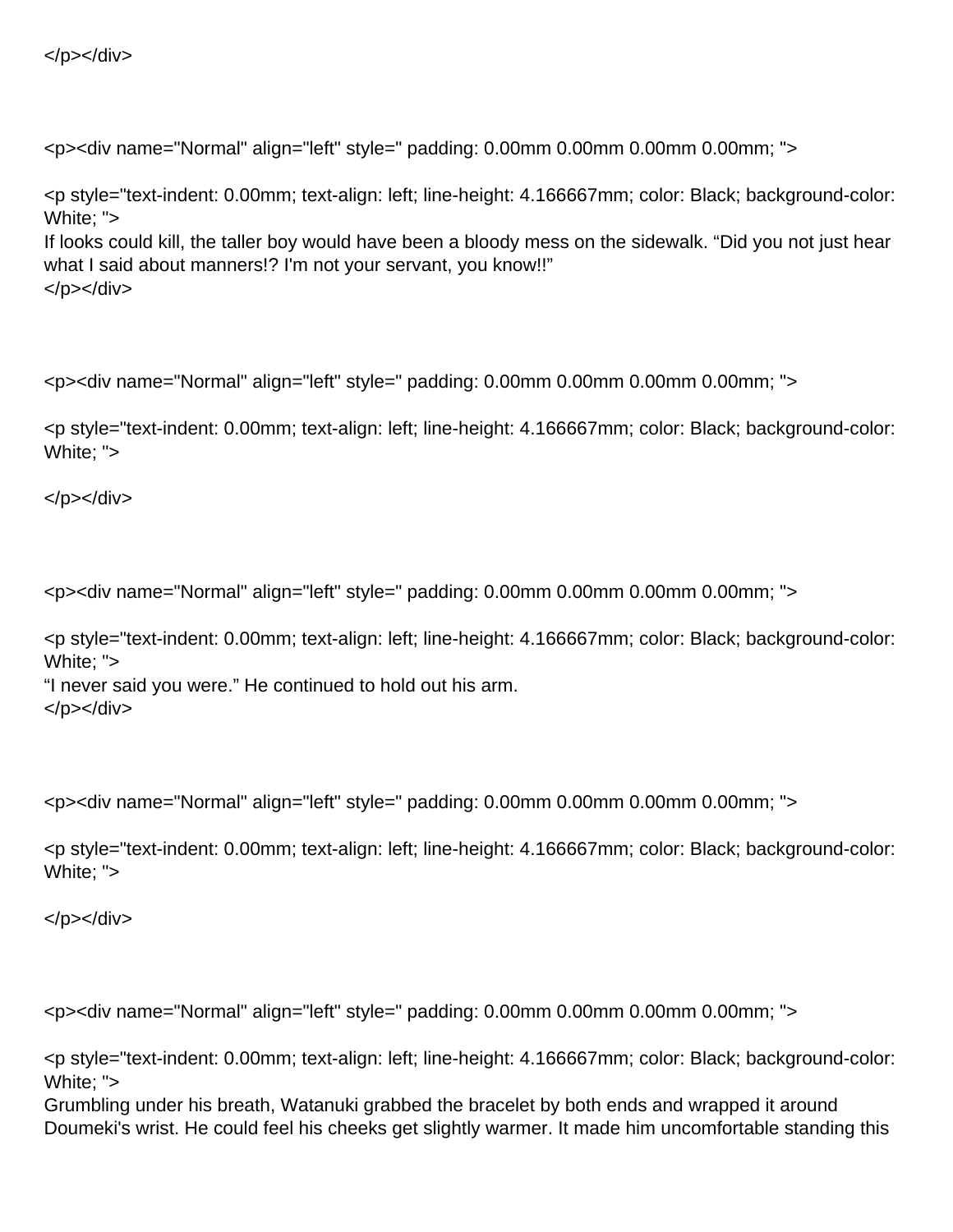</p></div>

<p><div name="Normal" align="left" style=" padding: 0.00mm 0.00mm 0.00mm 0.00mm; ">

<p style="text-indent: 0.00mm; text-align: left; line-height: 4.166667mm; color: Black; background-color: White; ">
If looks could kill, the taller boy would have been a bloody mess on the sidewalk. “Did you not just hear what I said about manners!? I'm not your servant, you know!!”
</p></div>

<p><div name="Normal" align="left" style=" padding: 0.00mm 0.00mm 0.00mm 0.00mm; ">

<p style="text-indent: 0.00mm; text-align: left; line-height: 4.166667mm; color: Black; background-color: White; ">

</p></div>

<p><div name="Normal" align="left" style=" padding: 0.00mm 0.00mm 0.00mm 0.00mm; ">

<p style="text-indent: 0.00mm; text-align: left; line-height: 4.166667mm; color: Black; background-color: White; ">
“I never said you were.” He continued to hold out his arm.
</p></div>

<p><div name="Normal" align="left" style=" padding: 0.00mm 0.00mm 0.00mm 0.00mm; ">

<p style="text-indent: 0.00mm; text-align: left; line-height: 4.166667mm; color: Black; background-color: White; ">

</p></div>

<p><div name="Normal" align="left" style=" padding: 0.00mm 0.00mm 0.00mm 0.00mm; ">

<p style="text-indent: 0.00mm; text-align: left; line-height: 4.166667mm; color: Black; background-color: White; ">
Grumbling under his breath, Watanuki grabbed the bracelet by both ends and wrapped it around Doumeki's wrist. He could feel his cheeks get slightly warmer. It made him uncomfortable standing this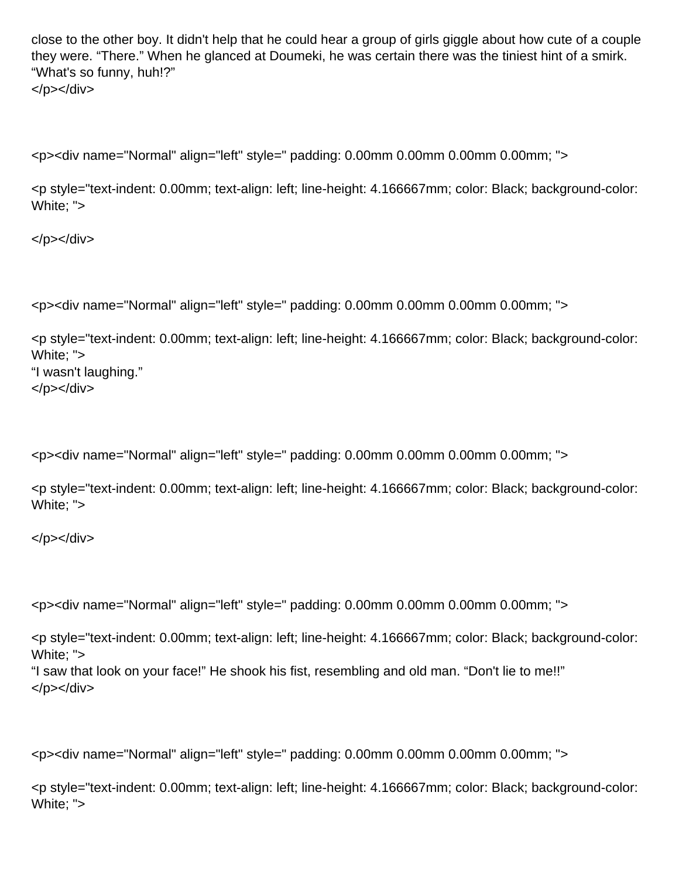close to the other boy. It didn't help that he could hear a group of girls giggle about how cute of a couple they were. “There.” When he glanced at Doumeki, he was certain there was the tiniest hint of a smirk. “What's so funny, huh!?”
</p></div>

<p><div name="Normal" align="left" style=" padding: 0.00mm 0.00mm 0.00mm 0.00mm; ">

<p style="text-indent: 0.00mm; text-align: left; line-height: 4.166667mm; color: Black; background-color: White; ">

</p></div>

<p><div name="Normal" align="left" style=" padding: 0.00mm 0.00mm 0.00mm 0.00mm; ">

<p style="text-indent: 0.00mm; text-align: left; line-height: 4.166667mm; color: Black; background-color: White; ">
“I wasn't laughing.”
</p></div>

<p><div name="Normal" align="left" style=" padding: 0.00mm 0.00mm 0.00mm 0.00mm; ">

<p style="text-indent: 0.00mm; text-align: left; line-height: 4.166667mm; color: Black; background-color: White; ">

</p></div>

<p><div name="Normal" align="left" style=" padding: 0.00mm 0.00mm 0.00mm 0.00mm; ">

<p style="text-indent: 0.00mm; text-align: left; line-height: 4.166667mm; color: Black; background-color: White; ">
“I saw that look on your face!” He shook his fist, resembling and old man. “Don't lie to me!!”
</p></div>

<p><div name="Normal" align="left" style=" padding: 0.00mm 0.00mm 0.00mm 0.00mm; ">

<p style="text-indent: 0.00mm; text-align: left; line-height: 4.166667mm; color: Black; background-color: White; ">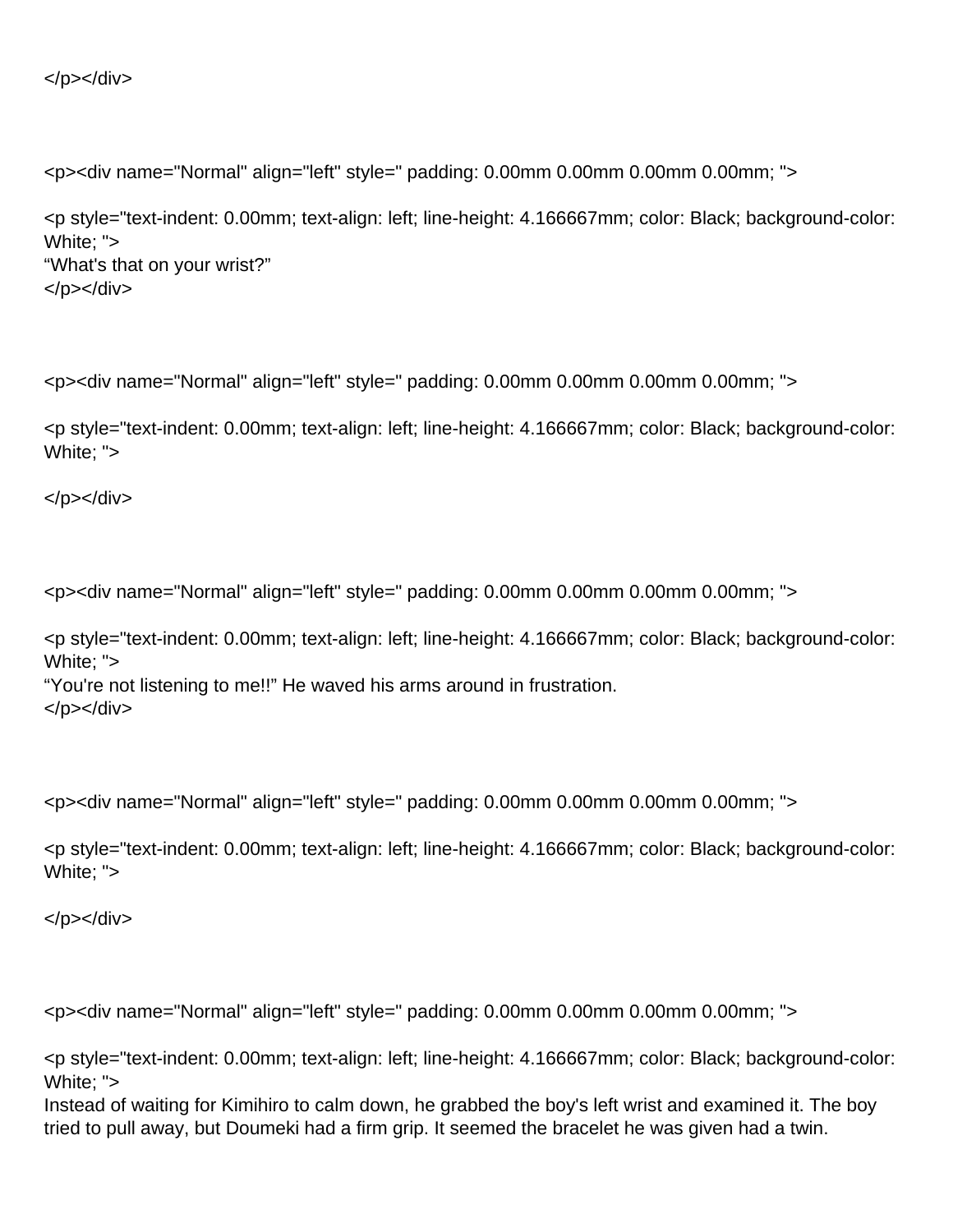</p></div>

<p><div name="Normal" align="left" style=" padding: 0.00mm 0.00mm 0.00mm 0.00mm; ">

<p style="text-indent: 0.00mm; text-align: left; line-height: 4.166667mm; color: Black; background-color: White; ">
“What's that on your wrist?”
</p></div>

<p><div name="Normal" align="left" style=" padding: 0.00mm 0.00mm 0.00mm 0.00mm; ">

<p style="text-indent: 0.00mm; text-align: left; line-height: 4.166667mm; color: Black; background-color: White; ">

</p></div>

<p><div name="Normal" align="left" style=" padding: 0.00mm 0.00mm 0.00mm 0.00mm; ">

<p style="text-indent: 0.00mm; text-align: left; line-height: 4.166667mm; color: Black; background-color: White; ">
“You're not listening to me!!” He waved his arms around in frustration.
</p></div>

<p><div name="Normal" align="left" style=" padding: 0.00mm 0.00mm 0.00mm 0.00mm; ">

<p style="text-indent: 0.00mm; text-align: left; line-height: 4.166667mm; color: Black; background-color: White; ">

</p></div>

<p><div name="Normal" align="left" style=" padding: 0.00mm 0.00mm 0.00mm 0.00mm; ">

<p style="text-indent: 0.00mm; text-align: left; line-height: 4.166667mm; color: Black; background-color: White; ">
Instead of waiting for Kimihiro to calm down, he grabbed the boy's left wrist and examined it. The boy tried to pull away, but Doumeki had a firm grip. It seemed the bracelet he was given had a twin.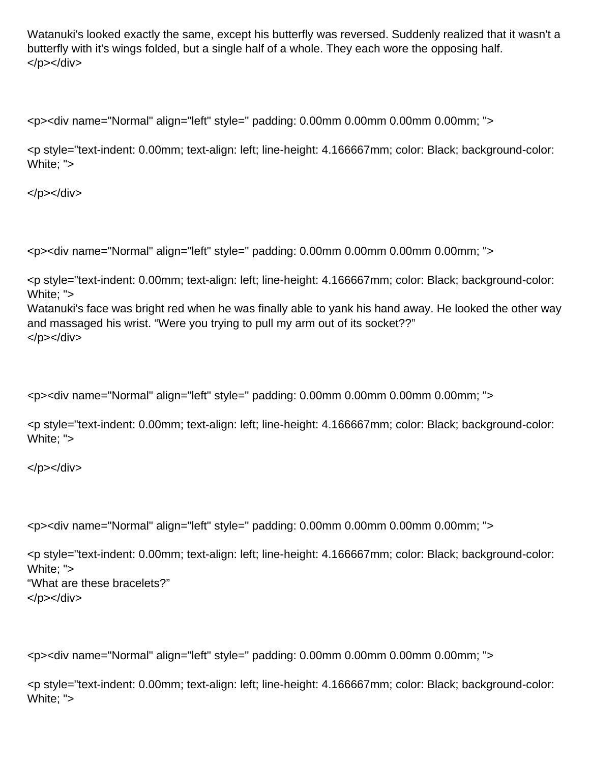Watanuki's looked exactly the same, except his butterfly was reversed. Suddenly realized that it wasn't a butterfly with it's wings folded, but a single half of a whole. They each wore the opposing half.
</p></div>

<p><div name="Normal" align="left" style=" padding: 0.00mm 0.00mm 0.00mm 0.00mm; ">

<p style="text-indent: 0.00mm; text-align: left; line-height: 4.166667mm; color: Black; background-color: White; ">

</p></div>

<p><div name="Normal" align="left" style=" padding: 0.00mm 0.00mm 0.00mm 0.00mm; ">

<p style="text-indent: 0.00mm; text-align: left; line-height: 4.166667mm; color: Black; background-color: White; ">
Watanuki's face was bright red when he was finally able to yank his hand away. He looked the other way and massaged his wrist. “Were you trying to pull my arm out of its socket??”
</p></div>

<p><div name="Normal" align="left" style=" padding: 0.00mm 0.00mm 0.00mm 0.00mm; ">

<p style="text-indent: 0.00mm; text-align: left; line-height: 4.166667mm; color: Black; background-color: White; ">

</p></div>

<p><div name="Normal" align="left" style=" padding: 0.00mm 0.00mm 0.00mm 0.00mm; ">

<p style="text-indent: 0.00mm; text-align: left; line-height: 4.166667mm; color: Black; background-color: White; ">
“What are these bracelets?”
</p></div>

<p><div name="Normal" align="left" style=" padding: 0.00mm 0.00mm 0.00mm 0.00mm; ">

<p style="text-indent: 0.00mm; text-align: left; line-height: 4.166667mm; color: Black; background-color: White; ">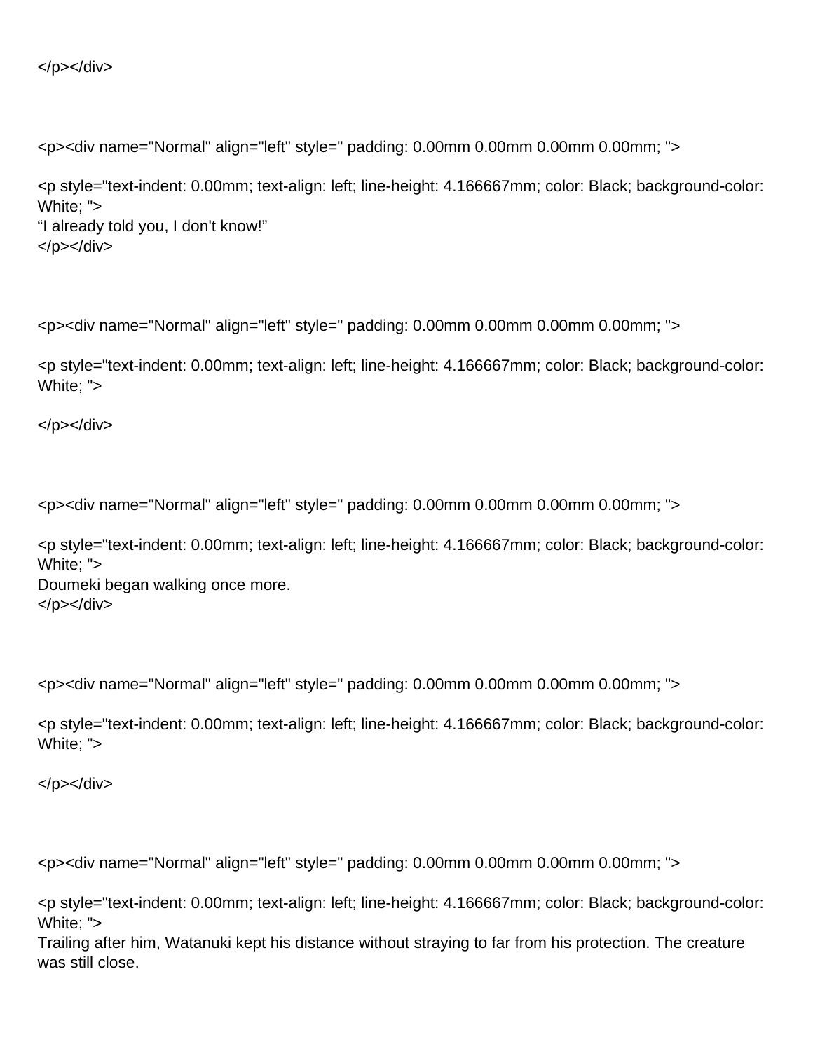</p></div>

<p><div name="Normal" align="left" style=" padding: 0.00mm 0.00mm 0.00mm 0.00mm; ">

<p style="text-indent: 0.00mm; text-align: left; line-height: 4.166667mm; color: Black; background-color: White; ">
“I already told you, I don't know!”
</p></div>

<p><div name="Normal" align="left" style=" padding: 0.00mm 0.00mm 0.00mm 0.00mm; ">

<p style="text-indent: 0.00mm; text-align: left; line-height: 4.166667mm; color: Black; background-color: White; ">

</p></div>

<p><div name="Normal" align="left" style=" padding: 0.00mm 0.00mm 0.00mm 0.00mm; ">

<p style="text-indent: 0.00mm; text-align: left; line-height: 4.166667mm; color: Black; background-color: White; ">
Doumeki began walking once more.
</p></div>

<p><div name="Normal" align="left" style=" padding: 0.00mm 0.00mm 0.00mm 0.00mm; ">

<p style="text-indent: 0.00mm; text-align: left; line-height: 4.166667mm; color: Black; background-color: White; ">

</p></div>

<p><div name="Normal" align="left" style=" padding: 0.00mm 0.00mm 0.00mm 0.00mm; ">

<p style="text-indent: 0.00mm; text-align: left; line-height: 4.166667mm; color: Black; background-color: White; ">
Trailing after him, Watanuki kept his distance without straying to far from his protection. The creature was still close.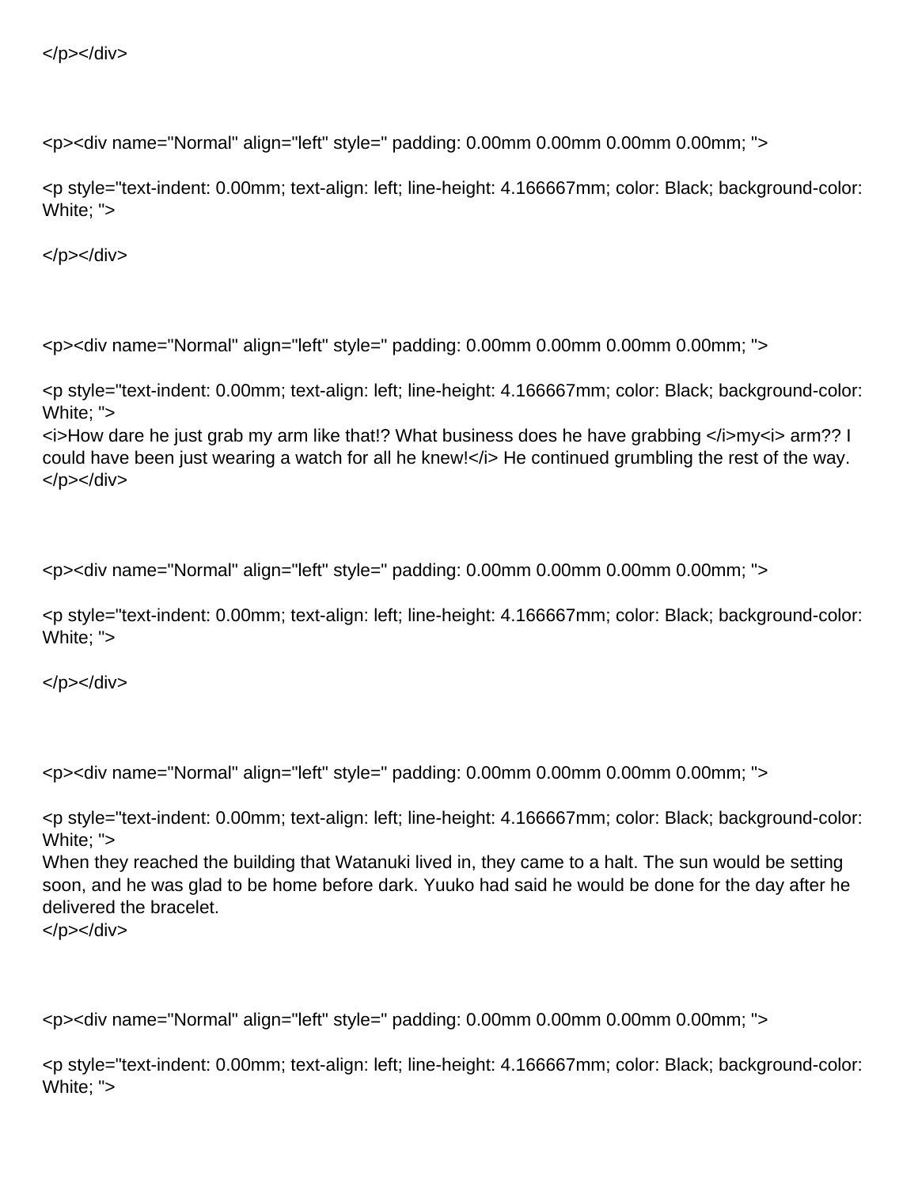</p></div>

<p><div name="Normal" align="left" style=" padding: 0.00mm 0.00mm 0.00mm 0.00mm; ">

<p style="text-indent: 0.00mm; text-align: left; line-height: 4.166667mm; color: Black; background-color: White; ">

</p></div>

<p><div name="Normal" align="left" style=" padding: 0.00mm 0.00mm 0.00mm 0.00mm; ">

<p style="text-indent: 0.00mm; text-align: left; line-height: 4.166667mm; color: Black; background-color: White; ">
<i>How dare he just grab my arm like that!? What business does he have grabbing </i>my<i> arm?? I could have been just wearing a watch for all he knew!</i> He continued grumbling the rest of the way.
</p></div>

<p><div name="Normal" align="left" style=" padding: 0.00mm 0.00mm 0.00mm 0.00mm; ">

<p style="text-indent: 0.00mm; text-align: left; line-height: 4.166667mm; color: Black; background-color: White; ">

</p></div>

<p><div name="Normal" align="left" style=" padding: 0.00mm 0.00mm 0.00mm 0.00mm; ">

<p style="text-indent: 0.00mm; text-align: left; line-height: 4.166667mm; color: Black; background-color: White; ">
When they reached the building that Watanuki lived in, they came to a halt. The sun would be setting soon, and he was glad to be home before dark. Yuuko had said he would be done for the day after he delivered the bracelet.
</p></div>

<p><div name="Normal" align="left" style=" padding: 0.00mm 0.00mm 0.00mm 0.00mm; ">

<p style="text-indent: 0.00mm; text-align: left; line-height: 4.166667mm; color: Black; background-color: White; ">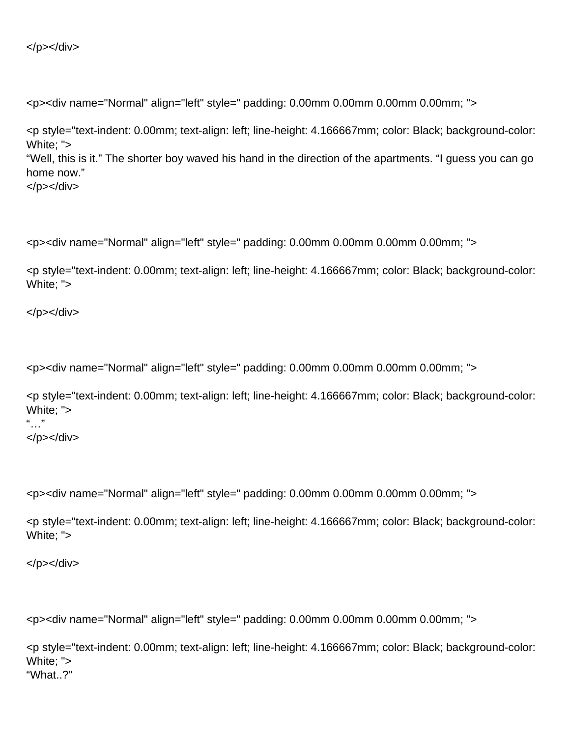</p></div>

<p><div name="Normal" align="left" style=" padding: 0.00mm 0.00mm 0.00mm 0.00mm; ">

<p style="text-indent: 0.00mm; text-align: left; line-height: 4.166667mm; color: Black; background-color: White; ">
“Well, this is it.” The shorter boy waved his hand in the direction of the apartments. “I guess you can go home now.”
</p></div>

<p><div name="Normal" align="left" style=" padding: 0.00mm 0.00mm 0.00mm 0.00mm; ">

<p style="text-indent: 0.00mm; text-align: left; line-height: 4.166667mm; color: Black; background-color: White; ">

</p></div>

<p><div name="Normal" align="left" style=" padding: 0.00mm 0.00mm 0.00mm 0.00mm; ">

<p style="text-indent: 0.00mm; text-align: left; line-height: 4.166667mm; color: Black; background-color: White; ">
“…”
</p></div>

<p><div name="Normal" align="left" style=" padding: 0.00mm 0.00mm 0.00mm 0.00mm; ">

<p style="text-indent: 0.00mm; text-align: left; line-height: 4.166667mm; color: Black; background-color: White; ">

</p></div>

<p><div name="Normal" align="left" style=" padding: 0.00mm 0.00mm 0.00mm 0.00mm; ">

<p style="text-indent: 0.00mm; text-align: left; line-height: 4.166667mm; color: Black; background-color: White; ">
“What..?”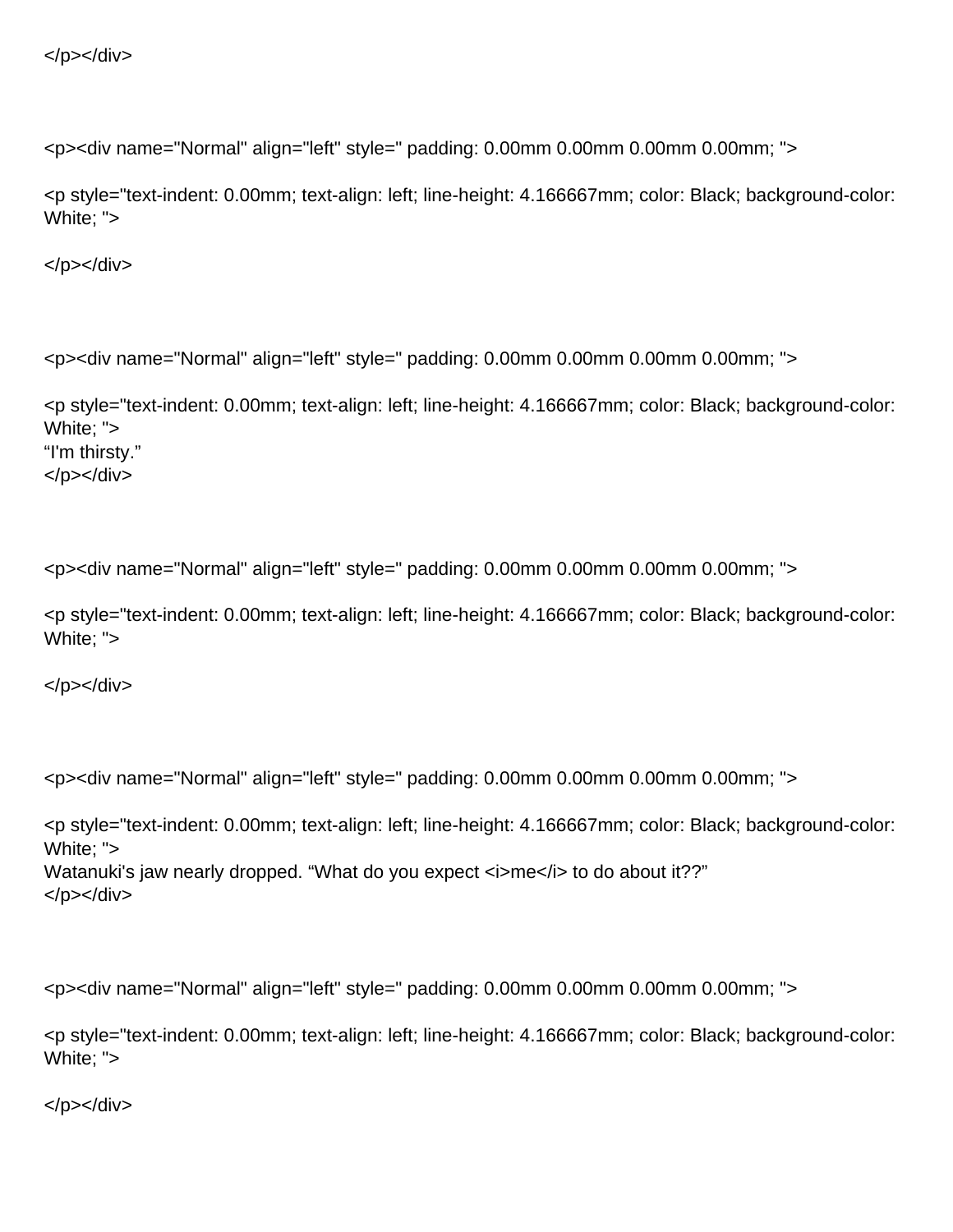</p></div>

<p><div name="Normal" align="left" style=" padding: 0.00mm 0.00mm 0.00mm 0.00mm; ">

<p style="text-indent: 0.00mm; text-align: left; line-height: 4.166667mm; color: Black; background-color: White; ">

</p></div>

<p><div name="Normal" align="left" style=" padding: 0.00mm 0.00mm 0.00mm 0.00mm; ">

<p style="text-indent: 0.00mm; text-align: left; line-height: 4.166667mm; color: Black; background-color: White; ">
“I'm thirsty.”
</p></div>

<p><div name="Normal" align="left" style=" padding: 0.00mm 0.00mm 0.00mm 0.00mm; ">

<p style="text-indent: 0.00mm; text-align: left; line-height: 4.166667mm; color: Black; background-color: White; ">

</p></div>

<p><div name="Normal" align="left" style=" padding: 0.00mm 0.00mm 0.00mm 0.00mm; ">

<p style="text-indent: 0.00mm; text-align: left; line-height: 4.166667mm; color: Black; background-color: White; ">
Watanuki's jaw nearly dropped. “What do you expect <i>me</i> to do about it??”
</p></div>

<p><div name="Normal" align="left" style=" padding: 0.00mm 0.00mm 0.00mm 0.00mm; ">

<p style="text-indent: 0.00mm; text-align: left; line-height: 4.166667mm; color: Black; background-color: White; ">

</p></div>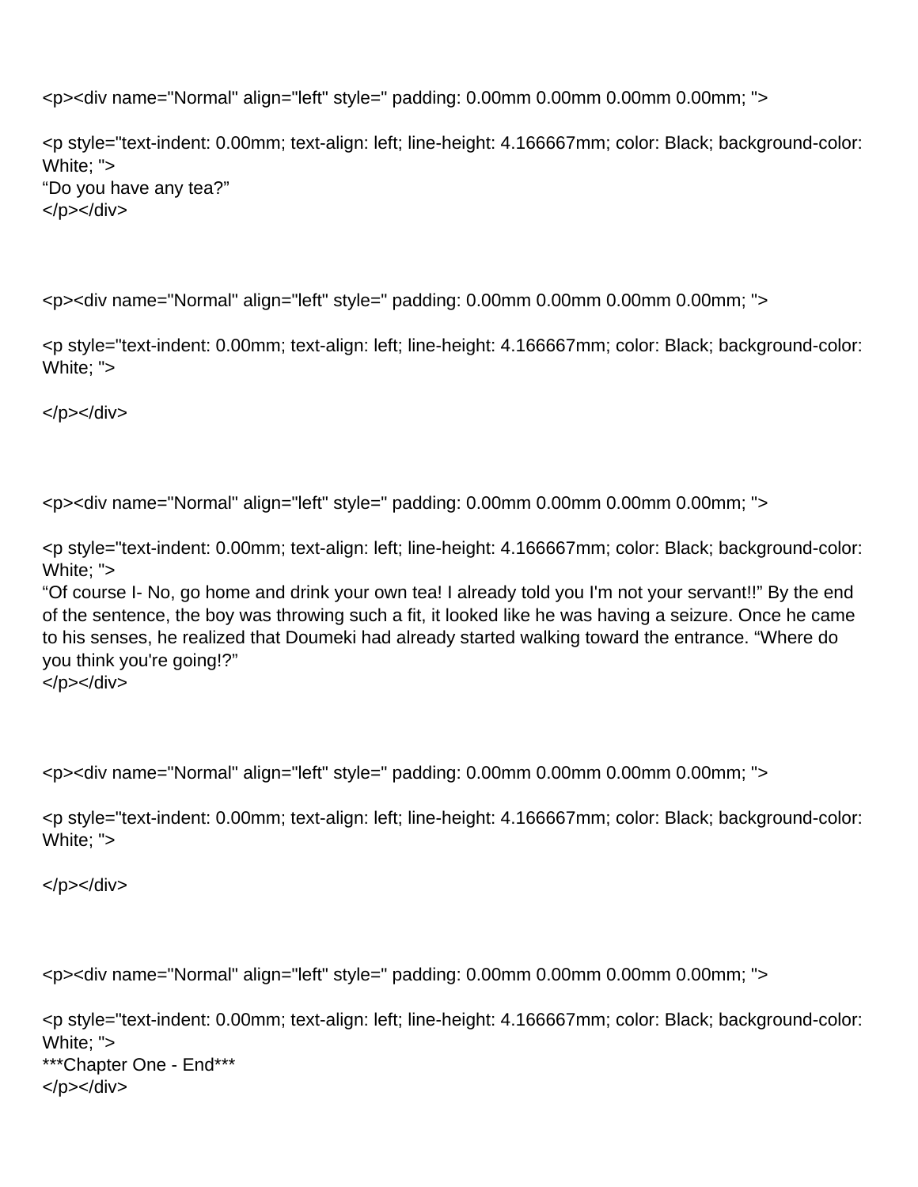<p><div name="Normal" align="left" style=" padding: 0.00mm 0.00mm 0.00mm 0.00mm; ">

<p style="text-indent: 0.00mm; text-align: left; line-height: 4.166667mm; color: Black; background-color: White; ">
“Do you have any tea?”
</p></div>

<p><div name="Normal" align="left" style=" padding: 0.00mm 0.00mm 0.00mm 0.00mm; ">

<p style="text-indent: 0.00mm; text-align: left; line-height: 4.166667mm; color: Black; background-color: White; ">

</p></div>

<p><div name="Normal" align="left" style=" padding: 0.00mm 0.00mm 0.00mm 0.00mm; ">

<p style="text-indent: 0.00mm; text-align: left; line-height: 4.166667mm; color: Black; background-color: White; ">
“Of course I- No, go home and drink your own tea! I already told you I'm not your servant!!” By the end of the sentence, the boy was throwing such a fit, it looked like he was having a seizure. Once he came to his senses, he realized that Doumeki had already started walking toward the entrance. “Where do you think you're going!?”
</p></div>

<p><div name="Normal" align="left" style=" padding: 0.00mm 0.00mm 0.00mm 0.00mm; ">

<p style="text-indent: 0.00mm; text-align: left; line-height: 4.166667mm; color: Black; background-color: White; ">

</p></div>

<p><div name="Normal" align="left" style=" padding: 0.00mm 0.00mm 0.00mm 0.00mm; ">

<p style="text-indent: 0.00mm; text-align: left; line-height: 4.166667mm; color: Black; background-color: White; ">
***Chapter One - End***
</p></div>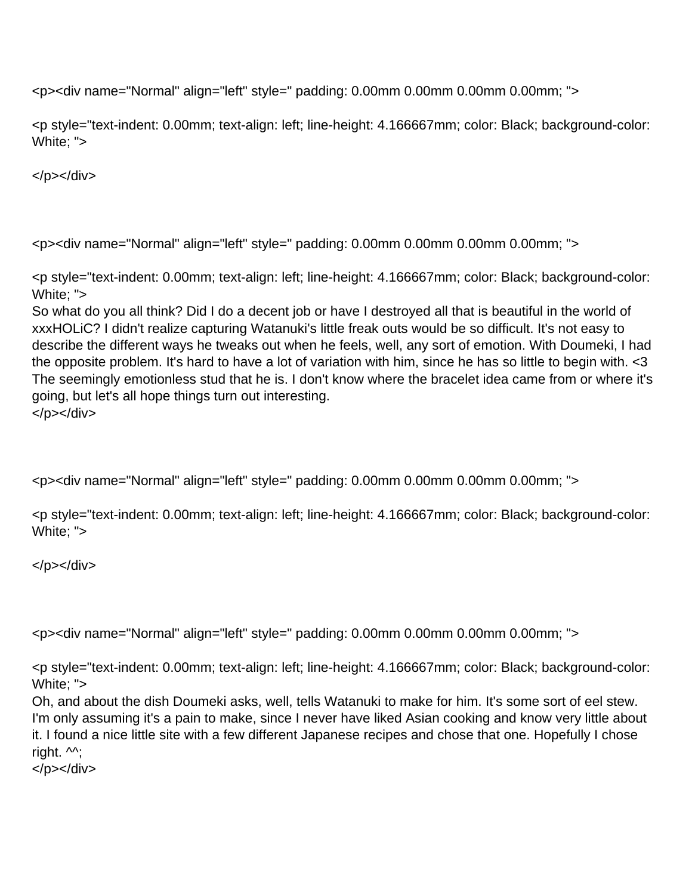<p><div name="Normal" align="left" style=" padding: 0.00mm 0.00mm 0.00mm 0.00mm; ">

<p style="text-indent: 0.00mm; text-align: left; line-height: 4.166667mm; color: Black; background-color: White; ">

</p></div>

<p><div name="Normal" align="left" style=" padding: 0.00mm 0.00mm 0.00mm 0.00mm; ">

<p style="text-indent: 0.00mm; text-align: left; line-height: 4.166667mm; color: Black; background-color: White; ">
So what do you all think? Did I do a decent job or have I destroyed all that is beautiful in the world of xxxHOLiC? I didn't realize capturing Watanuki's little freak outs would be so difficult. It's not easy to describe the different ways he tweaks out when he feels, well, any sort of emotion. With Doumeki, I had the opposite problem. It's hard to have a lot of variation with him, since he has so little to begin with. <3 The seemingly emotionless stud that he is. I don't know where the bracelet idea came from or where it's going, but let's all hope things turn out interesting.
</p></div>

<p><div name="Normal" align="left" style=" padding: 0.00mm 0.00mm 0.00mm 0.00mm; ">

<p style="text-indent: 0.00mm; text-align: left; line-height: 4.166667mm; color: Black; background-color: White; ">

</p></div>

<p><div name="Normal" align="left" style=" padding: 0.00mm 0.00mm 0.00mm 0.00mm; ">

<p style="text-indent: 0.00mm; text-align: left; line-height: 4.166667mm; color: Black; background-color: White; ">
Oh, and about the dish Doumeki asks, well, tells Watanuki to make for him. It's some sort of eel stew. I'm only assuming it's a pain to make, since I never have liked Asian cooking and know very little about it. I found a nice little site with a few different Japanese recipes and chose that one. Hopefully I chose right. ^^;
</p></div>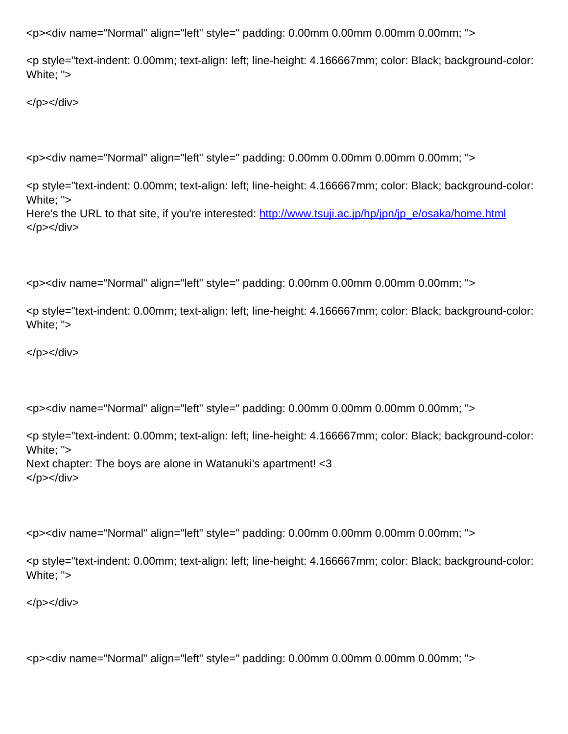<p><div name="Normal" align="left" style=" padding: 0.00mm 0.00mm 0.00mm 0.00mm; ">

<p style="text-indent: 0.00mm; text-align: left; line-height: 4.166667mm; color: Black; background-color: White; ">

</p></div>

<p><div name="Normal" align="left" style=" padding: 0.00mm 0.00mm 0.00mm 0.00mm; ">

<p style="text-indent: 0.00mm; text-align: left; line-height: 4.166667mm; color: Black; background-color: White; ">
Here's the URL to that site, if you're interested: http://www.tsuji.ac.jp/hp/jpn/jp_e/osaka/home.html
</p></div>

<p><div name="Normal" align="left" style=" padding: 0.00mm 0.00mm 0.00mm 0.00mm; ">

<p style="text-indent: 0.00mm; text-align: left; line-height: 4.166667mm; color: Black; background-color: White; ">

</p></div>

<p><div name="Normal" align="left" style=" padding: 0.00mm 0.00mm 0.00mm 0.00mm; ">

<p style="text-indent: 0.00mm; text-align: left; line-height: 4.166667mm; color: Black; background-color: White; ">
Next chapter: The boys are alone in Watanuki's apartment! <3
</p></div>

<p><div name="Normal" align="left" style=" padding: 0.00mm 0.00mm 0.00mm 0.00mm; ">

<p style="text-indent: 0.00mm; text-align: left; line-height: 4.166667mm; color: Black; background-color: White; ">

</p></div>

<p><div name="Normal" align="left" style=" padding: 0.00mm 0.00mm 0.00mm 0.00mm; ">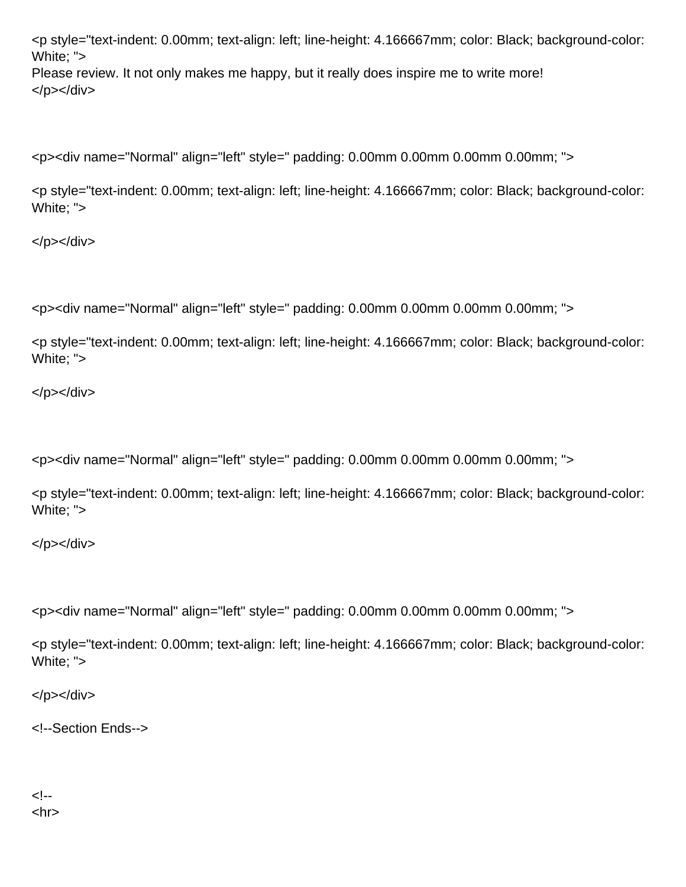```
<p style="text-indent: 0.00mm; text-align: left; line-height: 4.166667mm; color: Black; background-color: White; ">
Please review. It not only makes me happy, but it really does inspire me to write more!
</p></div>



<p><div name="Normal" align="left" style=" padding: 0.00mm 0.00mm 0.00mm 0.00mm; ">

<p style="text-indent: 0.00mm; text-align: left; line-height: 4.166667mm; color: Black; background-color: White; ">

</p></div>



<p><div name="Normal" align="left" style=" padding: 0.00mm 0.00mm 0.00mm 0.00mm; ">

<p style="text-indent: 0.00mm; text-align: left; line-height: 4.166667mm; color: Black; background-color: White; ">

</p></div>



<p><div name="Normal" align="left" style=" padding: 0.00mm 0.00mm 0.00mm 0.00mm; ">

<p style="text-indent: 0.00mm; text-align: left; line-height: 4.166667mm; color: Black; background-color: White; ">

</p></div>



<p><div name="Normal" align="left" style=" padding: 0.00mm 0.00mm 0.00mm 0.00mm; ">

<p style="text-indent: 0.00mm; text-align: left; line-height: 4.166667mm; color: Black; background-color: White; ">

</p></div>

<!--Section Ends-->



<!--
<hr>
```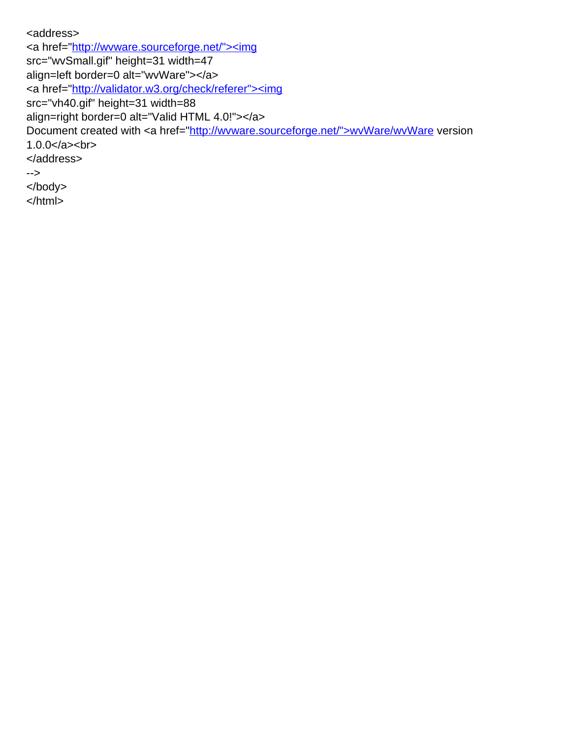<address>
<a href="http://wvware.sourceforge.net/"><img
src="wvSmall.gif" height=31 width=47
align=left border=0 alt="wvWare"></a>
<a href="http://validator.w3.org/check/referer"><img
src="vh40.gif" height=31 width=88
align=right border=0 alt="Valid HTML 4.0!"></a>
Document created with <a href="http://wvware.sourceforge.net/">wvWare/wvWare version
1.0.0</a><br>
</address>
-->
</body>
</html>